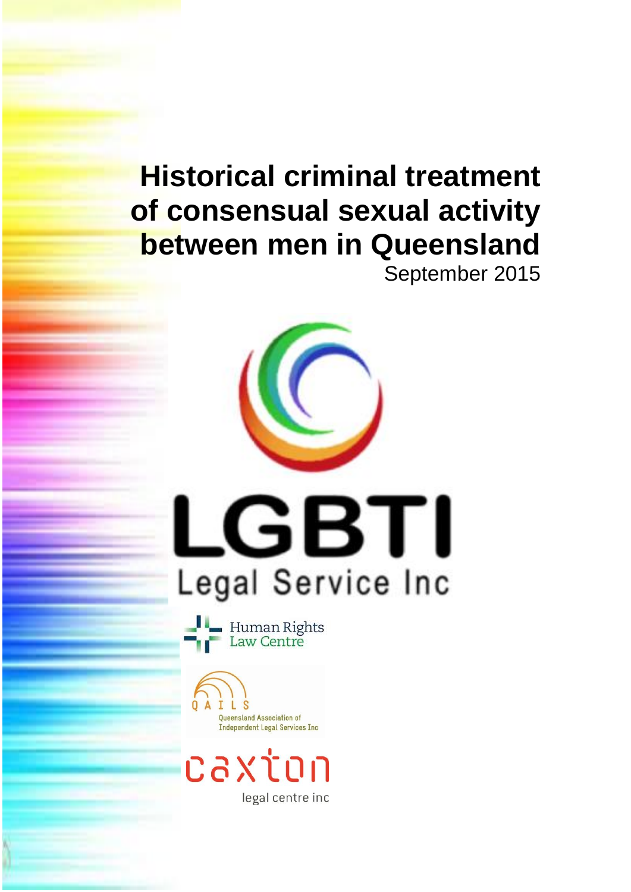# Historical criminal treatment of consensual sexual activity between men in Queensland

September 2015

LGBTI Legal Service Inc

Human Rights Law Centre

QAILS
Queensland Association of Independent Legal Services Inc

caxton legal centre inc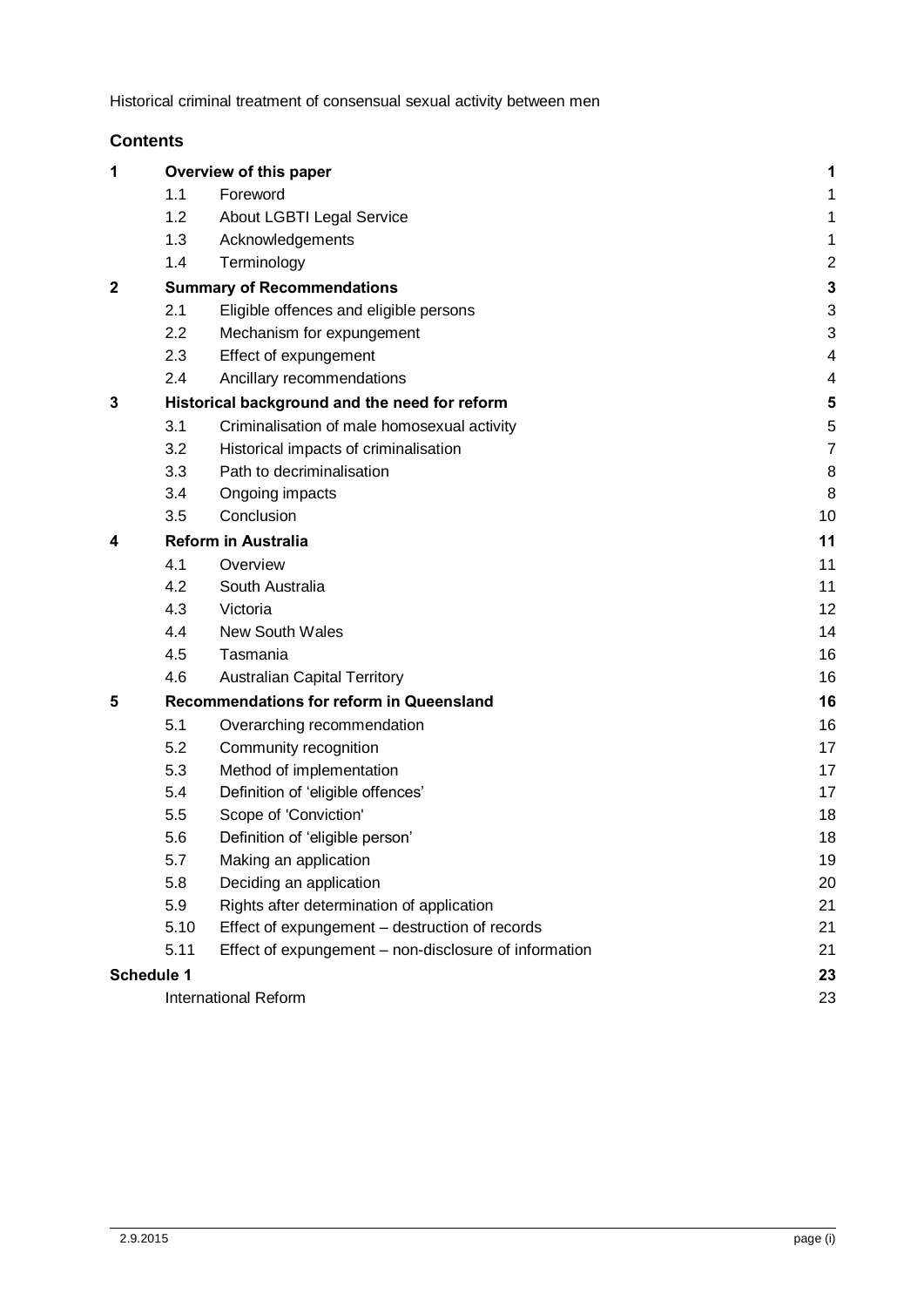Historical criminal treatment of consensual sexual activity between men

## Contents

| | | | |
|---|---|---|---|
| **1** | **Overview of this paper** | | **1** |
| | 1.1 | Foreword | 1 |
| | 1.2 | About LGBTI Legal Service | 1 |
| | 1.3 | Acknowledgements | 1 |
| | 1.4 | Terminology | 2 |
| **2** | **Summary of Recommendations** | | **3** |
| | 2.1 | Eligible offences and eligible persons | 3 |
| | 2.2 | Mechanism for expungement | 3 |
| | 2.3 | Effect of expungement | 4 |
| | 2.4 | Ancillary recommendations | 4 |
| **3** | **Historical background and the need for reform** | | **5** |
| | 3.1 | Criminalisation of male homosexual activity | 5 |
| | 3.2 | Historical impacts of criminalisation | 7 |
| | 3.3 | Path to decriminalisation | 8 |
| | 3.4 | Ongoing impacts | 8 |
| | 3.5 | Conclusion | 10 |
| **4** | **Reform in Australia** | | **11** |
| | 4.1 | Overview | 11 |
| | 4.2 | South Australia | 11 |
| | 4.3 | Victoria | 12 |
| | 4.4 | New South Wales | 14 |
| | 4.5 | Tasmania | 16 |
| | 4.6 | Australian Capital Territory | 16 |
| **5** | **Recommendations for reform in Queensland** | | **16** |
| | 5.1 | Overarching recommendation | 16 |
| | 5.2 | Community recognition | 17 |
| | 5.3 | Method of implementation | 17 |
| | 5.4 | Definition of 'eligible offences' | 17 |
| | 5.5 | Scope of 'Conviction' | 18 |
| | 5.6 | Definition of 'eligible person' | 18 |
| | 5.7 | Making an application | 19 |
| | 5.8 | Deciding an application | 20 |
| | 5.9 | Rights after determination of application | 21 |
| | 5.10 | Effect of expungement – destruction of records | 21 |
| | 5.11 | Effect of expungement – non-disclosure of information | 21 |
| **Schedule 1** | | | **23** |
| | International Reform | | 23 |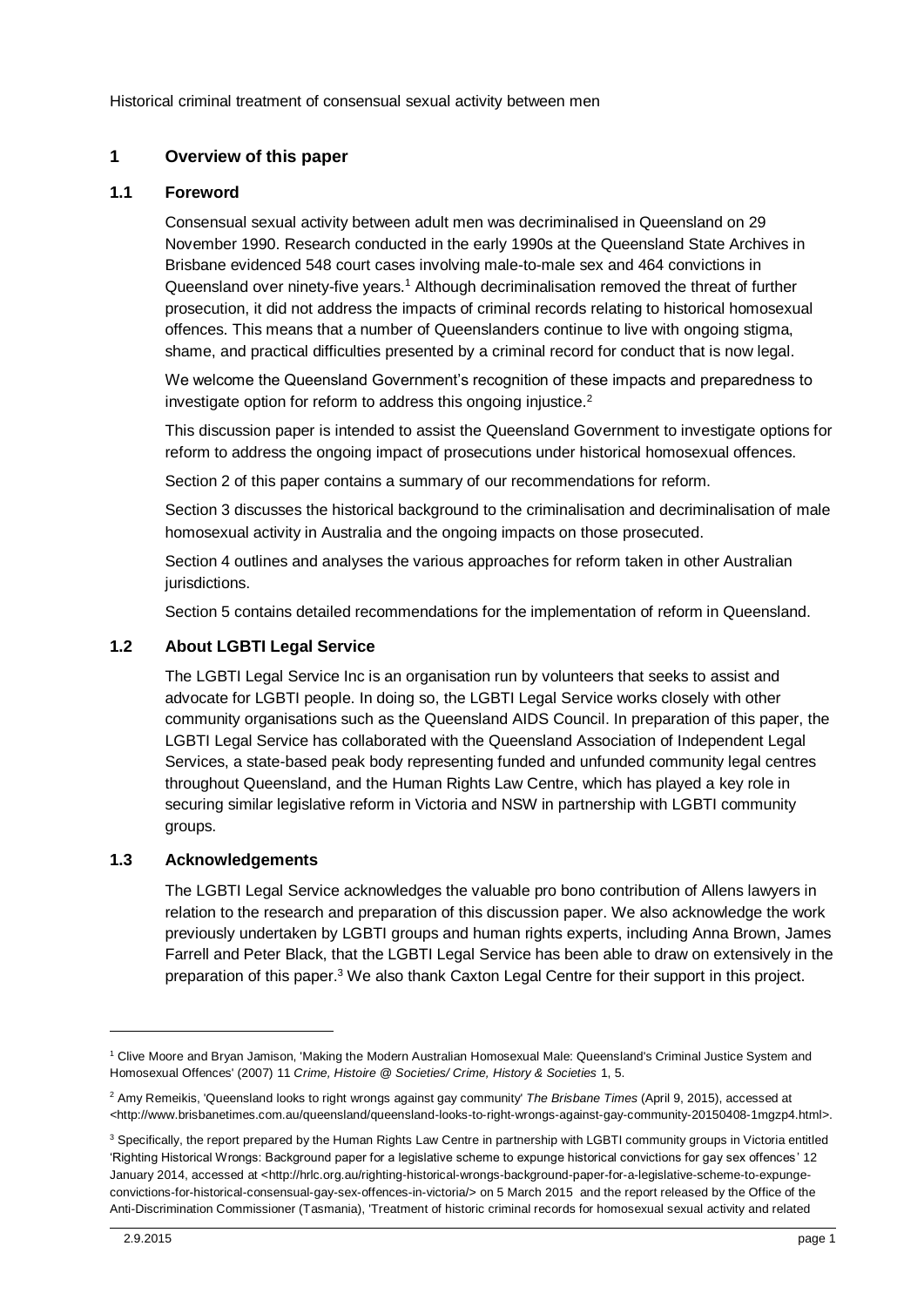Historical criminal treatment of consensual sexual activity between men

## 1 Overview of this paper

### 1.1 Foreword

Consensual sexual activity between adult men was decriminalised in Queensland on 29 November 1990. Research conducted in the early 1990s at the Queensland State Archives in Brisbane evidenced 548 court cases involving male-to-male sex and 464 convictions in Queensland over ninety-five years.[1] Although decriminalisation removed the threat of further prosecution, it did not address the impacts of criminal records relating to historical homosexual offences. This means that a number of Queenslanders continue to live with ongoing stigma, shame, and practical difficulties presented by a criminal record for conduct that is now legal.

We welcome the Queensland Government's recognition of these impacts and preparedness to investigate option for reform to address this ongoing injustice.[2]

This discussion paper is intended to assist the Queensland Government to investigate options for reform to address the ongoing impact of prosecutions under historical homosexual offences.

Section 2 of this paper contains a summary of our recommendations for reform.

Section 3 discusses the historical background to the criminalisation and decriminalisation of male homosexual activity in Australia and the ongoing impacts on those prosecuted.

Section 4 outlines and analyses the various approaches for reform taken in other Australian jurisdictions.

Section 5 contains detailed recommendations for the implementation of reform in Queensland.

### 1.2 About LGBTI Legal Service

The LGBTI Legal Service Inc is an organisation run by volunteers that seeks to assist and advocate for LGBTI people. In doing so, the LGBTI Legal Service works closely with other community organisations such as the Queensland AIDS Council. In preparation of this paper, the LGBTI Legal Service has collaborated with the Queensland Association of Independent Legal Services, a state-based peak body representing funded and unfunded community legal centres throughout Queensland, and the Human Rights Law Centre, which has played a key role in securing similar legislative reform in Victoria and NSW in partnership with LGBTI community groups.

### 1.3 Acknowledgements

The LGBTI Legal Service acknowledges the valuable pro bono contribution of Allens lawyers in relation to the research and preparation of this discussion paper. We also acknowledge the work previously undertaken by LGBTI groups and human rights experts, including Anna Brown, James Farrell and Peter Black, that the LGBTI Legal Service has been able to draw on extensively in the preparation of this paper.[3] We also thank Caxton Legal Centre for their support in this project.

---

[1] Clive Moore and Bryan Jamison, 'Making the Modern Australian Homosexual Male: Queensland's Criminal Justice System and Homosexual Offences' (2007) 11 *Crime, Histoire @ Societies/ Crime, History & Societies* 1, 5.

[2] Amy Remeikis, 'Queensland looks to right wrongs against gay community' *The Brisbane Times* (April 9, 2015), accessed at <http://www.brisbanetimes.com.au/queensland/queensland-looks-to-right-wrongs-against-gay-community-20150408-1mgzp4.html>.

[3] Specifically, the report prepared by the Human Rights Law Centre in partnership with LGBTI community groups in Victoria entitled 'Righting Historical Wrongs: Background paper for a legislative scheme to expunge historical convictions for gay sex offences' 12 January 2014, accessed at <http://hrlc.org.au/righting-historical-wrongs-background-paper-for-a-legislative-scheme-to-expunge-convictions-for-historical-consensual-gay-sex-offences-in-victoria/> on 5 March 2015 and the report released by the Office of the Anti-Discrimination Commissioner (Tasmania), 'Treatment of historic criminal records for homosexual sexual activity and related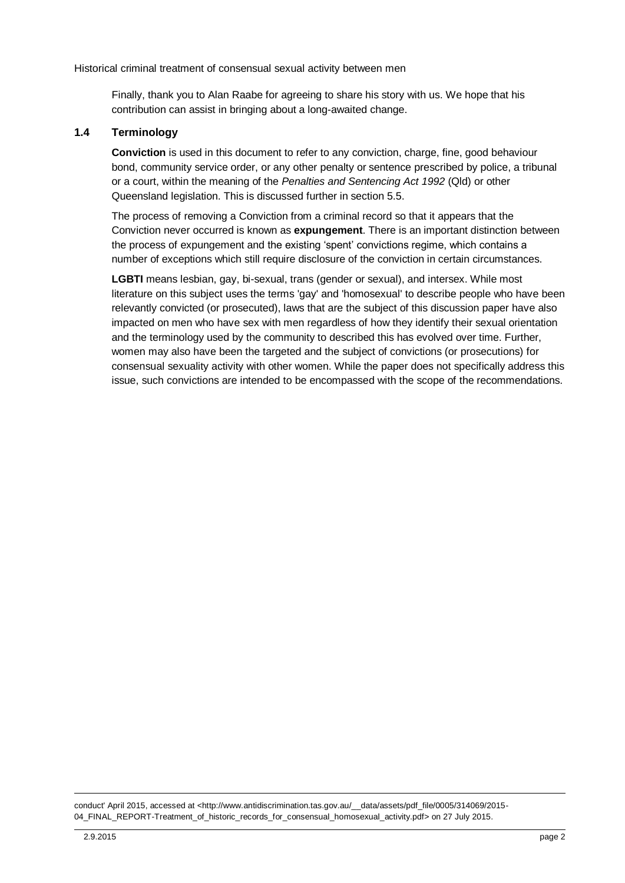Finally, thank you to Alan Raabe for agreeing to share his story with us. We hope that his contribution can assist in bringing about a long-awaited change.

## 1.4 Terminology

**Conviction** is used in this document to refer to any conviction, charge, fine, good behaviour bond, community service order, or any other penalty or sentence prescribed by police, a tribunal or a court, within the meaning of the *Penalties and Sentencing Act 1992* (Qld) or other Queensland legislation. This is discussed further in section 5.5.

The process of removing a Conviction from a criminal record so that it appears that the Conviction never occurred is known as **expungement**. There is an important distinction between the process of expungement and the existing 'spent' convictions regime, which contains a number of exceptions which still require disclosure of the conviction in certain circumstances.

**LGBTI** means lesbian, gay, bi-sexual, trans (gender or sexual), and intersex. While most literature on this subject uses the terms 'gay' and 'homosexual' to describe people who have been relevantly convicted (or prosecuted), laws that are the subject of this discussion paper have also impacted on men who have sex with men regardless of how they identify their sexual orientation and the terminology used by the community to described this has evolved over time. Further, women may also have been the targeted and the subject of convictions (or prosecutions) for consensual sexuality activity with other women. While the paper does not specifically address this issue, such convictions are intended to be encompassed with the scope of the recommendations.

conduct' April 2015, accessed at <http://www.antidiscrimination.tas.gov.au/__data/assets/pdf_file/0005/314069/2015-04_FINAL_REPORT-Treatment_of_historic_records_for_consensual_homosexual_activity.pdf> on 27 July 2015.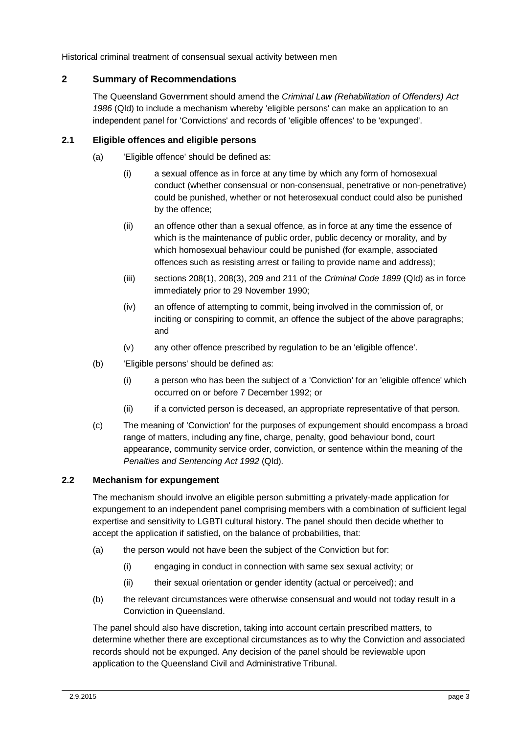## 2 Summary of Recommendations

The Queensland Government should amend the *Criminal Law (Rehabilitation of Offenders) Act 1986* (Qld) to include a mechanism whereby 'eligible persons' can make an application to an independent panel for 'Convictions' and records of 'eligible offences' to be 'expunged'.

### 2.1 Eligible offences and eligible persons

(a) 'Eligible offence' should be defined as:

(i) a sexual offence as in force at any time by which any form of homosexual conduct (whether consensual or non-consensual, penetrative or non-penetrative) could be punished, whether or not heterosexual conduct could also be punished by the offence;

(ii) an offence other than a sexual offence, as in force at any time the essence of which is the maintenance of public order, public decency or morality, and by which homosexual behaviour could be punished (for example, associated offences such as resisting arrest or failing to provide name and address);

(iii) sections 208(1), 208(3), 209 and 211 of the *Criminal Code 1899* (Qld) as in force immediately prior to 29 November 1990;

(iv) an offence of attempting to commit, being involved in the commission of, or inciting or conspiring to commit, an offence the subject of the above paragraphs; and

(v) any other offence prescribed by regulation to be an 'eligible offence'.

(b) 'Eligible persons' should be defined as:

(i) a person who has been the subject of a 'Conviction' for an 'eligible offence' which occurred on or before 7 December 1992; or

(ii) if a convicted person is deceased, an appropriate representative of that person.

(c) The meaning of 'Conviction' for the purposes of expungement should encompass a broad range of matters, including any fine, charge, penalty, good behaviour bond, court appearance, community service order, conviction, or sentence within the meaning of the *Penalties and Sentencing Act 1992* (Qld).

### 2.2 Mechanism for expungement

The mechanism should involve an eligible person submitting a privately-made application for expungement to an independent panel comprising members with a combination of sufficient legal expertise and sensitivity to LGBTI cultural history. The panel should then decide whether to accept the application if satisfied, on the balance of probabilities, that:

(a) the person would not have been the subject of the Conviction but for:

(i) engaging in conduct in connection with same sex sexual activity; or

(ii) their sexual orientation or gender identity (actual or perceived); and

(b) the relevant circumstances were otherwise consensual and would not today result in a Conviction in Queensland.

The panel should also have discretion, taking into account certain prescribed matters, to determine whether there are exceptional circumstances as to why the Conviction and associated records should not be expunged. Any decision of the panel should be reviewable upon application to the Queensland Civil and Administrative Tribunal.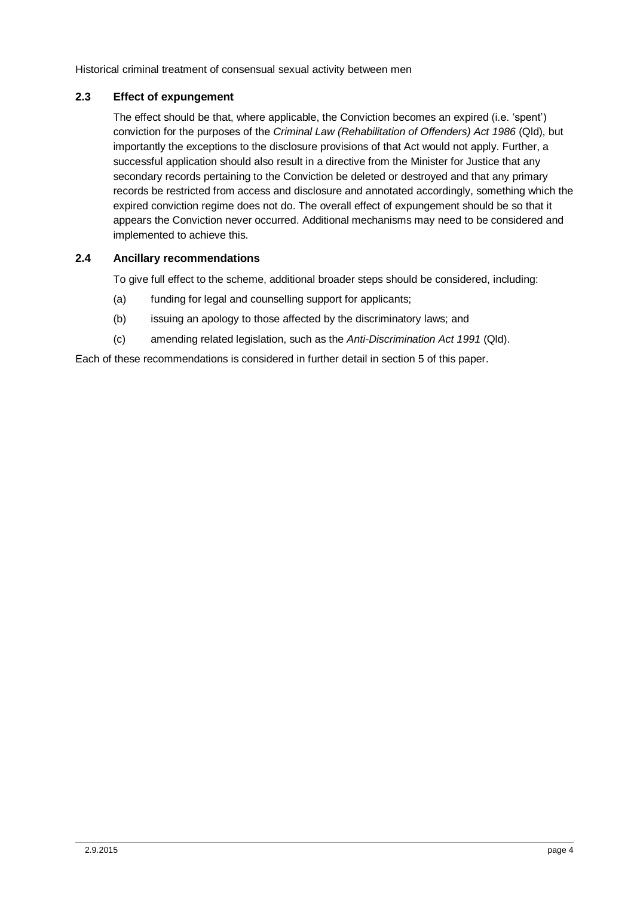### 2.3 Effect of expungement

The effect should be that, where applicable, the Conviction becomes an expired (i.e. 'spent') conviction for the purposes of the *Criminal Law (Rehabilitation of Offenders) Act 1986* (Qld), but importantly the exceptions to the disclosure provisions of that Act would not apply. Further, a successful application should also result in a directive from the Minister for Justice that any secondary records pertaining to the Conviction be deleted or destroyed and that any primary records be restricted from access and disclosure and annotated accordingly, something which the expired conviction regime does not do. The overall effect of expungement should be so that it appears the Conviction never occurred. Additional mechanisms may need to be considered and implemented to achieve this.

### 2.4 Ancillary recommendations

To give full effect to the scheme, additional broader steps should be considered, including:

(a) funding for legal and counselling support for applicants;

(b) issuing an apology to those affected by the discriminatory laws; and

(c) amending related legislation, such as the *Anti-Discrimination Act 1991* (Qld).

Each of these recommendations is considered in further detail in section 5 of this paper.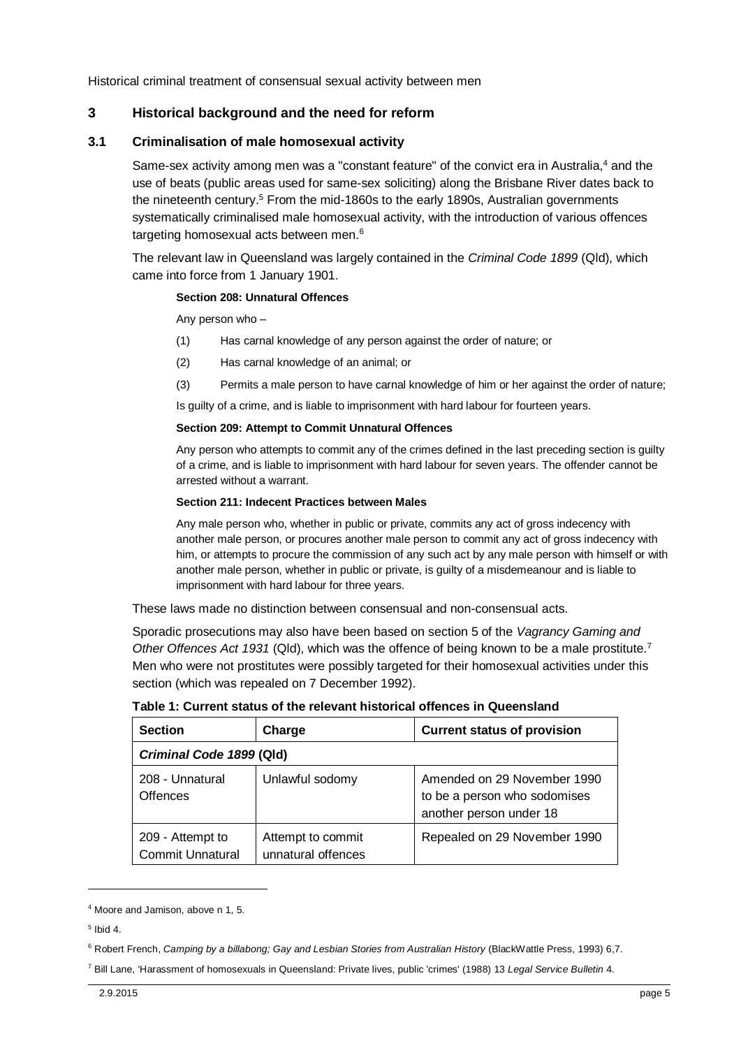## 3 Historical background and the need for reform

### 3.1 Criminalisation of male homosexual activity

Same-sex activity among men was a "constant feature" of the convict era in Australia,[4] and the use of beats (public areas used for same-sex soliciting) along the Brisbane River dates back to the nineteenth century.[5] From the mid-1860s to the early 1890s, Australian governments systematically criminalised male homosexual activity, with the introduction of various offences targeting homosexual acts between men.[6]

The relevant law in Queensland was largely contained in the *Criminal Code 1899* (Qld), which came into force from 1 January 1901.

**Section 208: Unnatural Offences**

Any person who –

(1) Has carnal knowledge of any person against the order of nature; or

(2) Has carnal knowledge of an animal; or

(3) Permits a male person to have carnal knowledge of him or her against the order of nature;

Is guilty of a crime, and is liable to imprisonment with hard labour for fourteen years.

**Section 209: Attempt to Commit Unnatural Offences**

Any person who attempts to commit any of the crimes defined in the last preceding section is guilty of a crime, and is liable to imprisonment with hard labour for seven years. The offender cannot be arrested without a warrant.

**Section 211: Indecent Practices between Males**

Any male person who, whether in public or private, commits any act of gross indecency with another male person, or procures another male person to commit any act of gross indecency with him, or attempts to procure the commission of any such act by any male person with himself or with another male person, whether in public or private, is guilty of a misdemeanour and is liable to imprisonment with hard labour for three years.

These laws made no distinction between consensual and non-consensual acts.

Sporadic prosecutions may also have been based on section 5 of the *Vagrancy Gaming and Other Offences Act 1931* (Qld), which was the offence of being known to be a male prostitute.[7] Men who were not prostitutes were possibly targeted for their homosexual activities under this section (which was repealed on 7 December 1992).

**Table 1: Current status of the relevant historical offences in Queensland**

| Section | Charge | Current status of provision |
|---|---|---|
| ***Criminal Code 1899* (Qld)** | | |
| 208 - Unnatural Offences | Unlawful sodomy | Amended on 29 November 1990 to be a person who sodomises another person under 18 |
| 209 - Attempt to Commit Unnatural | Attempt to commit unnatural offences | Repealed on 29 November 1990 |

[4] Moore and Jamison, above n 1, 5.

[5] Ibid 4.

[6] Robert French, *Camping by a billabong; Gay and Lesbian Stories from Australian History* (BlackWattle Press, 1993) 6,7.

[7] Bill Lane, 'Harassment of homosexuals in Queensland: Private lives, public 'crimes' (1988) 13 *Legal Service Bulletin* 4.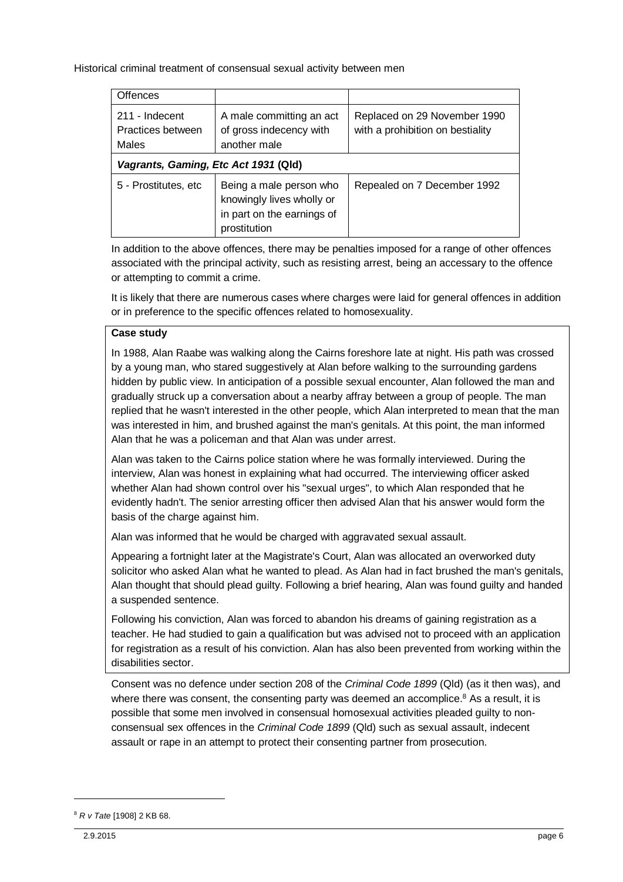Historical criminal treatment of consensual sexual activity between men

| Offences | | |
|---|---|---|
| 211 - Indecent Practices between Males | A male committing an act of gross indecency with another male | Replaced on 29 November 1990 with a prohibition on bestiality |
| ***Vagrants, Gaming, Etc Act 1931* (Qld)** | | |
| 5 - Prostitutes, etc | Being a male person who knowingly lives wholly or in part on the earnings of prostitution | Repealed on 7 December 1992 |

In addition to the above offences, there may be penalties imposed for a range of other offences associated with the principal activity, such as resisting arrest, being an accessary to the offence or attempting to commit a crime.

It is likely that there are numerous cases where charges were laid for general offences in addition or in preference to the specific offences related to homosexuality.

**Case study**

In 1988, Alan Raabe was walking along the Cairns foreshore late at night. His path was crossed by a young man, who stared suggestively at Alan before walking to the surrounding gardens hidden by public view. In anticipation of a possible sexual encounter, Alan followed the man and gradually struck up a conversation about a nearby affray between a group of people. The man replied that he wasn't interested in the other people, which Alan interpreted to mean that the man was interested in him, and brushed against the man's genitals. At this point, the man informed Alan that he was a policeman and that Alan was under arrest.

Alan was taken to the Cairns police station where he was formally interviewed. During the interview, Alan was honest in explaining what had occurred. The interviewing officer asked whether Alan had shown control over his "sexual urges", to which Alan responded that he evidently hadn't. The senior arresting officer then advised Alan that his answer would form the basis of the charge against him.

Alan was informed that he would be charged with aggravated sexual assault.

Appearing a fortnight later at the Magistrate's Court, Alan was allocated an overworked duty solicitor who asked Alan what he wanted to plead. As Alan had in fact brushed the man's genitals, Alan thought that should plead guilty. Following a brief hearing, Alan was found guilty and handed a suspended sentence.

Following his conviction, Alan was forced to abandon his dreams of gaining registration as a teacher. He had studied to gain a qualification but was advised not to proceed with an application for registration as a result of his conviction. Alan has also been prevented from working within the disabilities sector.

Consent was no defence under section 208 of the *Criminal Code 1899* (Qld) (as it then was), and where there was consent, the consenting party was deemed an accomplice.[8] As a result, it is possible that some men involved in consensual homosexual activities pleaded guilty to non-consensual sex offences in the *Criminal Code 1899* (Qld) such as sexual assault, indecent assault or rape in an attempt to protect their consenting partner from prosecution.

[8] *R v Tate* [1908] 2 KB 68.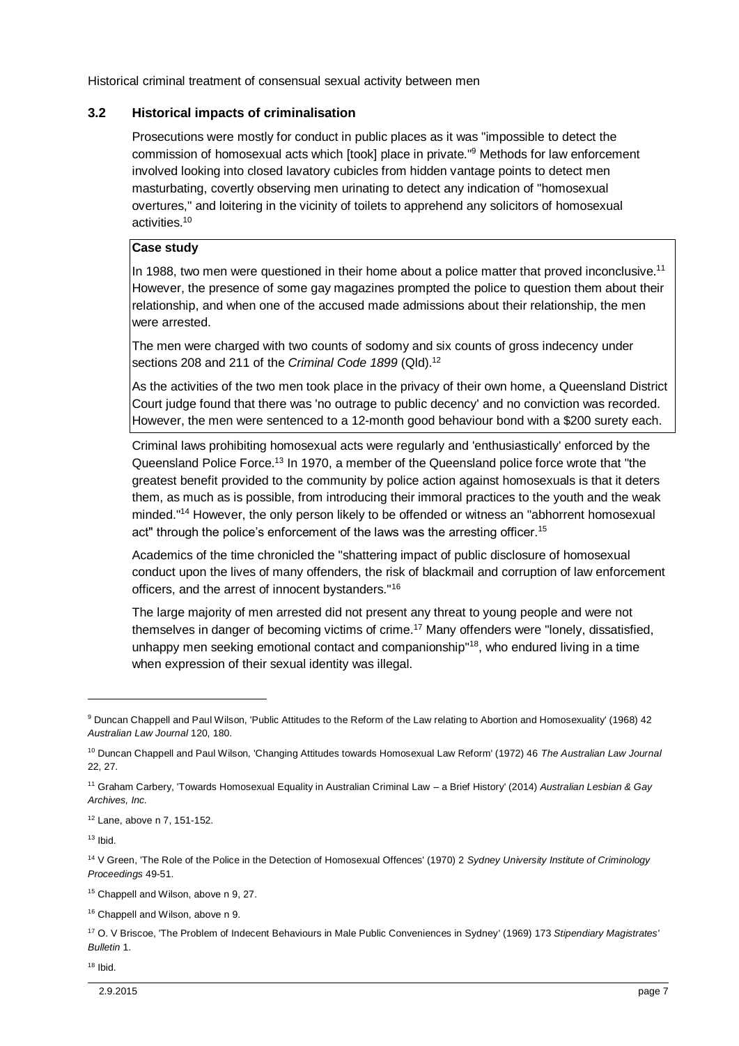### 3.2 Historical impacts of criminalisation

Prosecutions were mostly for conduct in public places as it was "impossible to detect the commission of homosexual acts which [took] place in private."[9] Methods for law enforcement involved looking into closed lavatory cubicles from hidden vantage points to detect men masturbating, covertly observing men urinating to detect any indication of "homosexual overtures," and loitering in the vicinity of toilets to apprehend any solicitors of homosexual activities.[10]

> **Case study**
>
> In 1988, two men were questioned in their home about a police matter that proved inconclusive.[11] However, the presence of some gay magazines prompted the police to question them about their relationship, and when one of the accused made admissions about their relationship, the men were arrested.
>
> The men were charged with two counts of sodomy and six counts of gross indecency under sections 208 and 211 of the *Criminal Code 1899* (Qld).[12]
>
> As the activities of the two men took place in the privacy of their own home, a Queensland District Court judge found that there was 'no outrage to public decency' and no conviction was recorded. However, the men were sentenced to a 12-month good behaviour bond with a $200 surety each.

Criminal laws prohibiting homosexual acts were regularly and 'enthusiastically' enforced by the Queensland Police Force.[13] In 1970, a member of the Queensland police force wrote that "the greatest benefit provided to the community by police action against homosexuals is that it deters them, as much as is possible, from introducing their immoral practices to the youth and the weak minded."[14] However, the only person likely to be offended or witness an "abhorrent homosexual act" through the police's enforcement of the laws was the arresting officer.[15]

Academics of the time chronicled the "shattering impact of public disclosure of homosexual conduct upon the lives of many offenders, the risk of blackmail and corruption of law enforcement officers, and the arrest of innocent bystanders."[16]

The large majority of men arrested did not present any threat to young people and were not themselves in danger of becoming victims of crime.[17] Many offenders were "lonely, dissatisfied, unhappy men seeking emotional contact and companionship"[18], who endured living in a time when expression of their sexual identity was illegal.

---

[9] Duncan Chappell and Paul Wilson, 'Public Attitudes to the Reform of the Law relating to Abortion and Homosexuality' (1968) 42 *Australian Law Journal* 120, 180.

[10] Duncan Chappell and Paul Wilson, 'Changing Attitudes towards Homosexual Law Reform' (1972) 46 *The Australian Law Journal* 22, 27.

[11] Graham Carbery, 'Towards Homosexual Equality in Australian Criminal Law – a Brief History' (2014) *Australian Lesbian & Gay Archives, Inc.*

[12] Lane, above n 7, 151-152.

[13] Ibid.

[14] V Green, 'The Role of the Police in the Detection of Homosexual Offences' (1970) 2 *Sydney University Institute of Criminology Proceedings* 49-51.

[15] Chappell and Wilson, above n 9, 27.

[16] Chappell and Wilson, above n 9.

[17] O. V Briscoe, 'The Problem of Indecent Behaviours in Male Public Conveniences in Sydney' (1969) 173 *Stipendiary Magistrates' Bulletin* 1.

[18] Ibid.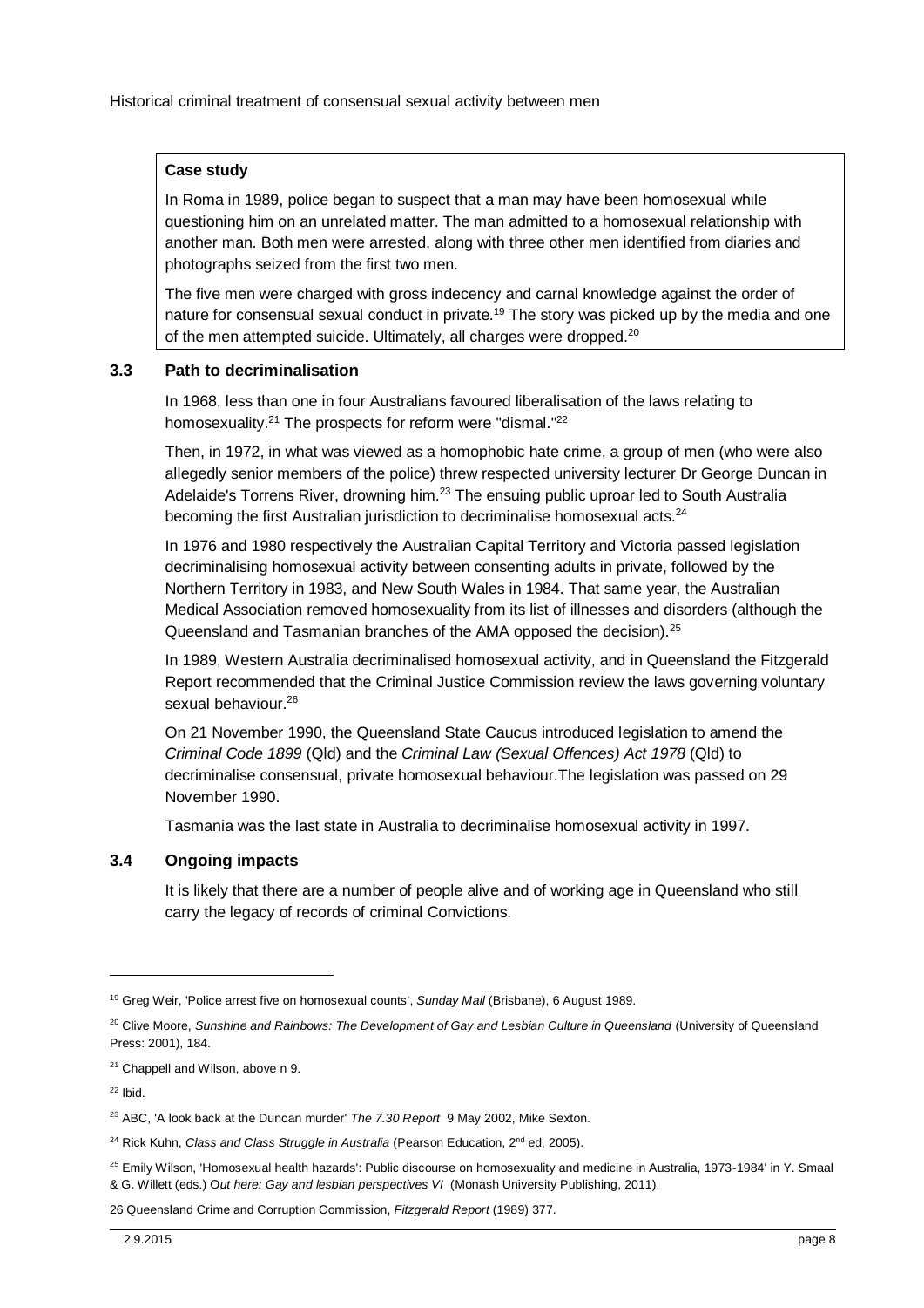**Case study**

In Roma in 1989, police began to suspect that a man may have been homosexual while questioning him on an unrelated matter. The man admitted to a homosexual relationship with another man. Both men were arrested, along with three other men identified from diaries and photographs seized from the first two men.

The five men were charged with gross indecency and carnal knowledge against the order of nature for consensual sexual conduct in private.[19] The story was picked up by the media and one of the men attempted suicide. Ultimately, all charges were dropped.[20]

### 3.3 Path to decriminalisation

In 1968, less than one in four Australians favoured liberalisation of the laws relating to homosexuality.[21] The prospects for reform were "dismal."[22]

Then, in 1972, in what was viewed as a homophobic hate crime, a group of men (who were also allegedly senior members of the police) threw respected university lecturer Dr George Duncan in Adelaide's Torrens River, drowning him.[23] The ensuing public uproar led to South Australia becoming the first Australian jurisdiction to decriminalise homosexual acts.[24]

In 1976 and 1980 respectively the Australian Capital Territory and Victoria passed legislation decriminalising homosexual activity between consenting adults in private, followed by the Northern Territory in 1983, and New South Wales in 1984. That same year, the Australian Medical Association removed homosexuality from its list of illnesses and disorders (although the Queensland and Tasmanian branches of the AMA opposed the decision).[25]

In 1989, Western Australia decriminalised homosexual activity, and in Queensland the Fitzgerald Report recommended that the Criminal Justice Commission review the laws governing voluntary sexual behaviour.[26]

On 21 November 1990, the Queensland State Caucus introduced legislation to amend the *Criminal Code 1899* (Qld) and the *Criminal Law (Sexual Offences) Act 1978* (Qld) to decriminalise consensual, private homosexual behaviour.The legislation was passed on 29 November 1990.

Tasmania was the last state in Australia to decriminalise homosexual activity in 1997.

### 3.4 Ongoing impacts

It is likely that there are a number of people alive and of working age in Queensland who still carry the legacy of records of criminal Convictions.

---

[19] Greg Weir, 'Police arrest five on homosexual counts', *Sunday Mail* (Brisbane), 6 August 1989.

[20] Clive Moore, *Sunshine and Rainbows: The Development of Gay and Lesbian Culture in Queensland* (University of Queensland Press: 2001), 184.

[21] Chappell and Wilson, above n 9.

[22] Ibid.

[23] ABC, 'A look back at the Duncan murder' *The 7.30 Report* 9 May 2002, Mike Sexton.

[24] Rick Kuhn, *Class and Class Struggle in Australia* (Pearson Education, 2nd ed, 2005).

[25] Emily Wilson, 'Homosexual health hazards': Public discourse on homosexuality and medicine in Australia, 1973-1984' in Y. Smaal & G. Willett (eds.) *Out here: Gay and lesbian perspectives VI* (Monash University Publishing, 2011).

26 Queensland Crime and Corruption Commission, *Fitzgerald Report* (1989) 377.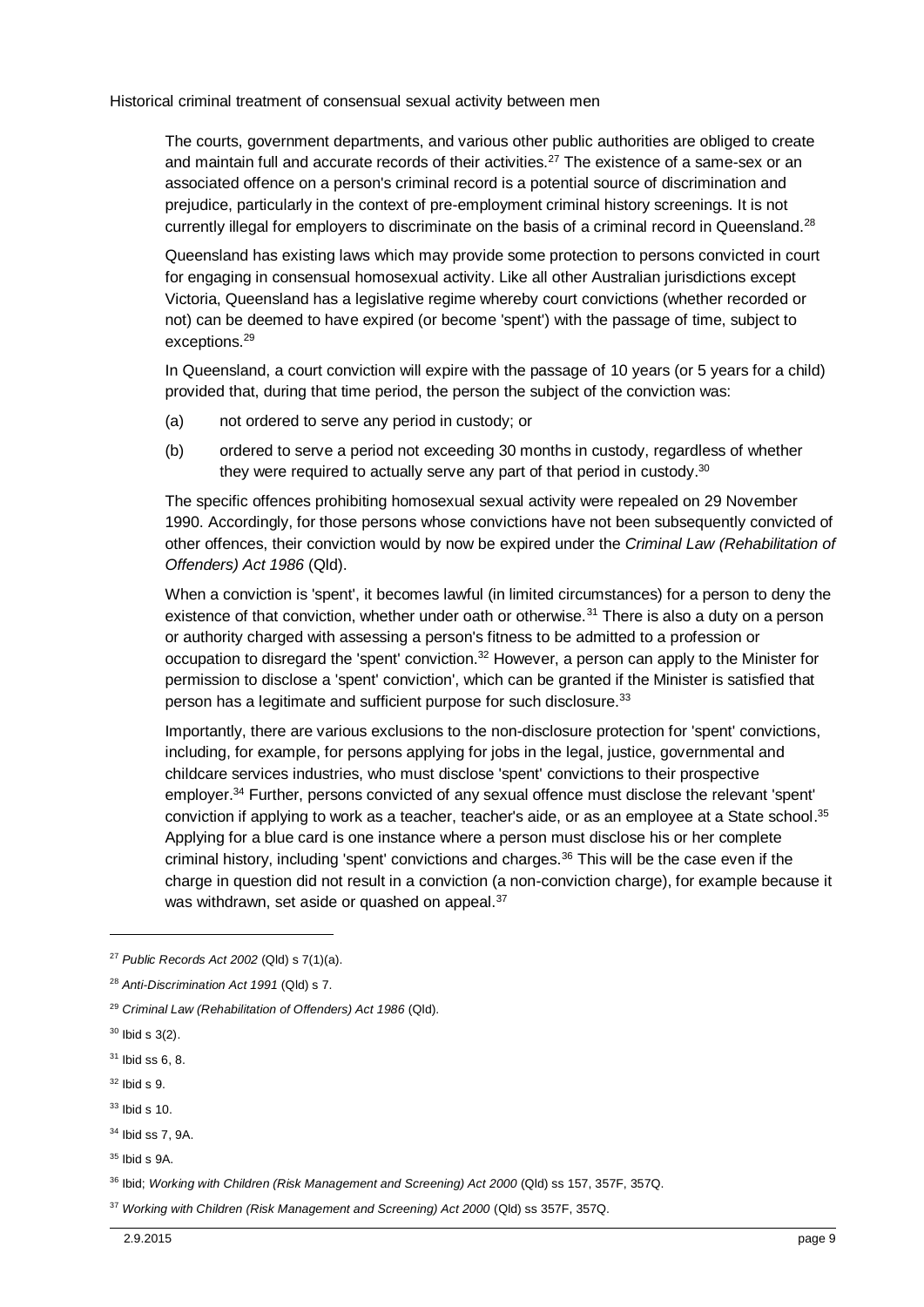The courts, government departments, and various other public authorities are obliged to create and maintain full and accurate records of their activities.[27] The existence of a same-sex or an associated offence on a person's criminal record is a potential source of discrimination and prejudice, particularly in the context of pre-employment criminal history screenings. It is not currently illegal for employers to discriminate on the basis of a criminal record in Queensland.[28]

Queensland has existing laws which may provide some protection to persons convicted in court for engaging in consensual homosexual activity. Like all other Australian jurisdictions except Victoria, Queensland has a legislative regime whereby court convictions (whether recorded or not) can be deemed to have expired (or become 'spent') with the passage of time, subject to exceptions.[29]

In Queensland, a court conviction will expire with the passage of 10 years (or 5 years for a child) provided that, during that time period, the person the subject of the conviction was:

(a) not ordered to serve any period in custody; or

(b) ordered to serve a period not exceeding 30 months in custody, regardless of whether they were required to actually serve any part of that period in custody.[30]

The specific offences prohibiting homosexual sexual activity were repealed on 29 November 1990. Accordingly, for those persons whose convictions have not been subsequently convicted of other offences, their conviction would by now be expired under the *Criminal Law (Rehabilitation of Offenders) Act 1986* (Qld).

When a conviction is 'spent', it becomes lawful (in limited circumstances) for a person to deny the existence of that conviction, whether under oath or otherwise.[31] There is also a duty on a person or authority charged with assessing a person's fitness to be admitted to a profession or occupation to disregard the 'spent' conviction.[32] However, a person can apply to the Minister for permission to disclose a 'spent' conviction', which can be granted if the Minister is satisfied that person has a legitimate and sufficient purpose for such disclosure.[33]

Importantly, there are various exclusions to the non-disclosure protection for 'spent' convictions, including, for example, for persons applying for jobs in the legal, justice, governmental and childcare services industries, who must disclose 'spent' convictions to their prospective employer.[34] Further, persons convicted of any sexual offence must disclose the relevant 'spent' conviction if applying to work as a teacher, teacher's aide, or as an employee at a State school.[35] Applying for a blue card is one instance where a person must disclose his or her complete criminal history, including 'spent' convictions and charges.[36] This will be the case even if the charge in question did not result in a conviction (a non-conviction charge), for example because it was withdrawn, set aside or quashed on appeal.[37]

---

[27] *Public Records Act 2002* (Qld) s 7(1)(a).

[28] *Anti-Discrimination Act 1991* (Qld) s 7.

[29] *Criminal Law (Rehabilitation of Offenders) Act 1986* (Qld).

[30] Ibid s 3(2).

[31] Ibid ss 6, 8.

[32] Ibid s 9.

[33] Ibid s 10.

[34] Ibid ss 7, 9A.

[35] Ibid s 9A.

[36] Ibid; *Working with Children (Risk Management and Screening) Act 2000* (Qld) ss 157, 357F, 357Q.

[37] *Working with Children (Risk Management and Screening) Act 2000* (Qld) ss 357F, 357Q.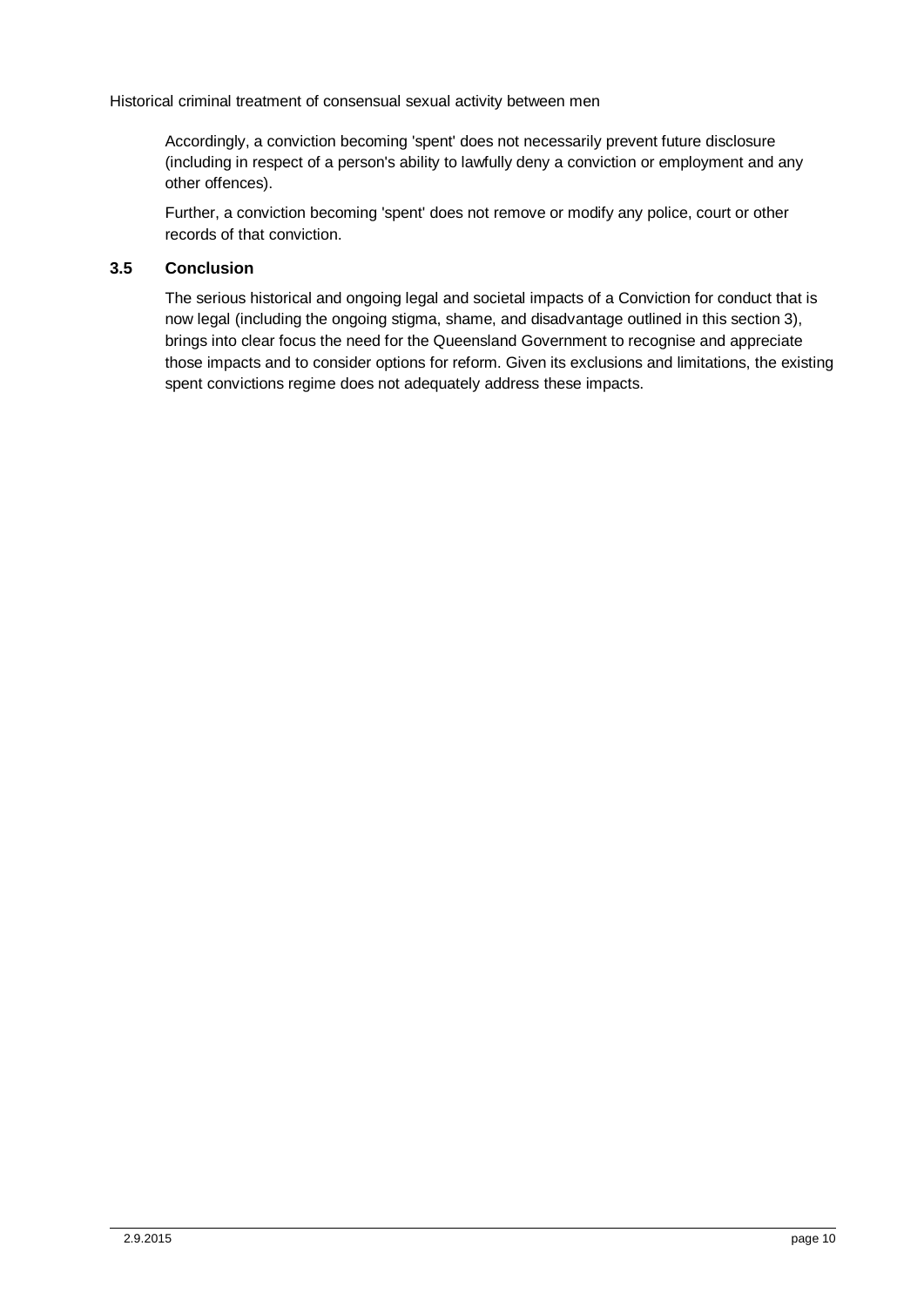Accordingly, a conviction becoming 'spent' does not necessarily prevent future disclosure (including in respect of a person's ability to lawfully deny a conviction or employment and any other offences).

Further, a conviction becoming 'spent' does not remove or modify any police, court or other records of that conviction.

### 3.5 Conclusion

The serious historical and ongoing legal and societal impacts of a Conviction for conduct that is now legal (including the ongoing stigma, shame, and disadvantage outlined in this section 3), brings into clear focus the need for the Queensland Government to recognise and appreciate those impacts and to consider options for reform. Given its exclusions and limitations, the existing spent convictions regime does not adequately address these impacts.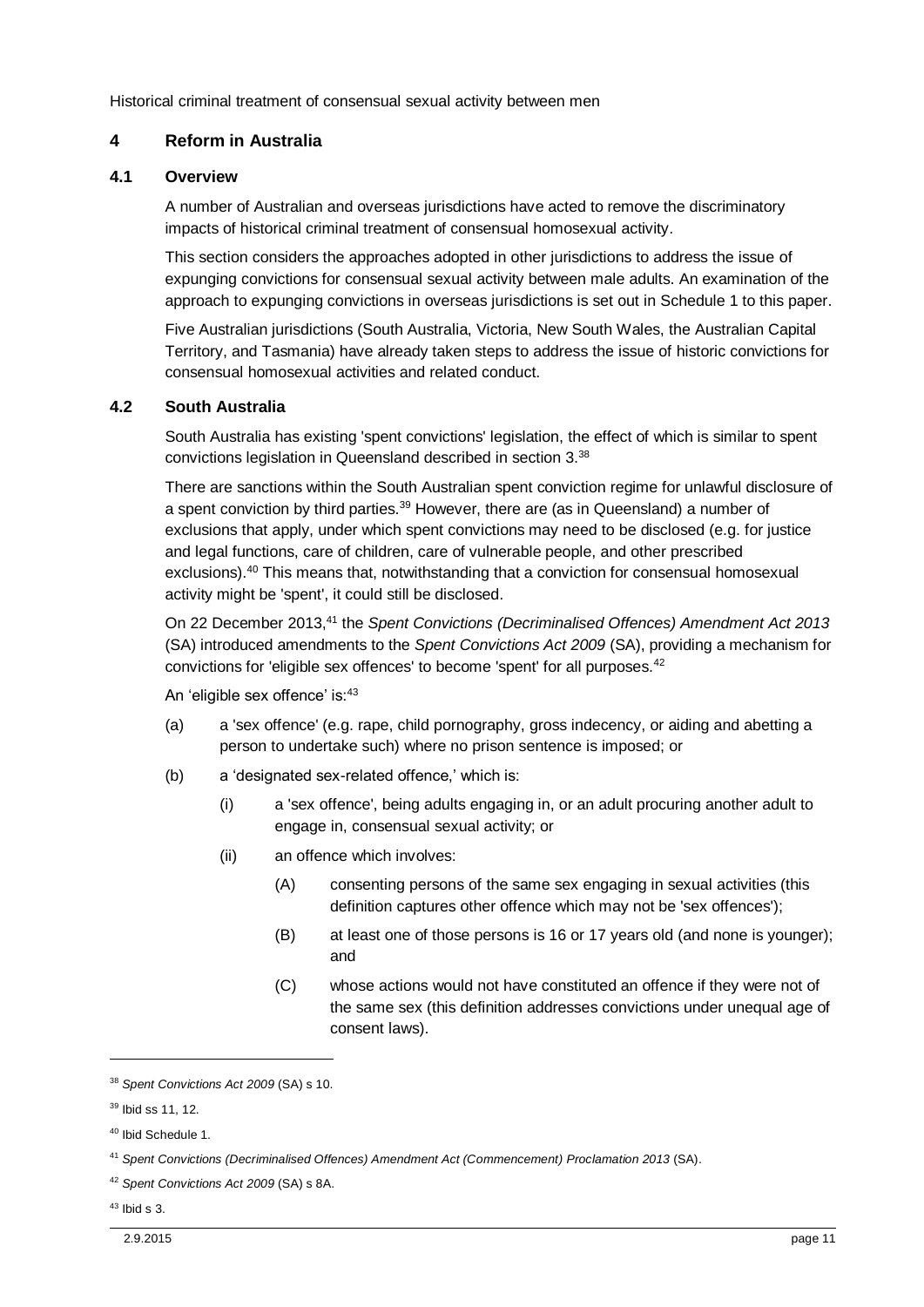## 4 Reform in Australia

### 4.1 Overview

A number of Australian and overseas jurisdictions have acted to remove the discriminatory impacts of historical criminal treatment of consensual homosexual activity.

This section considers the approaches adopted in other jurisdictions to address the issue of expunging convictions for consensual sexual activity between male adults. An examination of the approach to expunging convictions in overseas jurisdictions is set out in Schedule 1 to this paper.

Five Australian jurisdictions (South Australia, Victoria, New South Wales, the Australian Capital Territory, and Tasmania) have already taken steps to address the issue of historic convictions for consensual homosexual activities and related conduct.

### 4.2 South Australia

South Australia has existing 'spent convictions' legislation, the effect of which is similar to spent convictions legislation in Queensland described in section 3.[38]

There are sanctions within the South Australian spent conviction regime for unlawful disclosure of a spent conviction by third parties.[39] However, there are (as in Queensland) a number of exclusions that apply, under which spent convictions may need to be disclosed (e.g. for justice and legal functions, care of children, care of vulnerable people, and other prescribed exclusions).[40] This means that, notwithstanding that a conviction for consensual homosexual activity might be 'spent', it could still be disclosed.

On 22 December 2013,[41] the *Spent Convictions (Decriminalised Offences) Amendment Act 2013* (SA) introduced amendments to the *Spent Convictions Act 2009* (SA), providing a mechanism for convictions for 'eligible sex offences' to become 'spent' for all purposes.[42]

An 'eligible sex offence' is:[43]

(a) a 'sex offence' (e.g. rape, child pornography, gross indecency, or aiding and abetting a person to undertake such) where no prison sentence is imposed; or

(b) a 'designated sex-related offence,' which is:

  (i) a 'sex offence', being adults engaging in, or an adult procuring another adult to engage in, consensual sexual activity; or

  (ii) an offence which involves:

    (A) consenting persons of the same sex engaging in sexual activities (this definition captures other offence which may not be 'sex offences');

    (B) at least one of those persons is 16 or 17 years old (and none is younger); and

    (C) whose actions would not have constituted an offence if they were not of the same sex (this definition addresses convictions under unequal age of consent laws).

---

[38] *Spent Convictions Act 2009* (SA) s 10.

[39] Ibid ss 11, 12.

[40] Ibid Schedule 1.

[41] *Spent Convictions (Decriminalised Offences) Amendment Act (Commencement) Proclamation 2013* (SA).

[42] *Spent Convictions Act 2009* (SA) s 8A.

[43] Ibid s 3.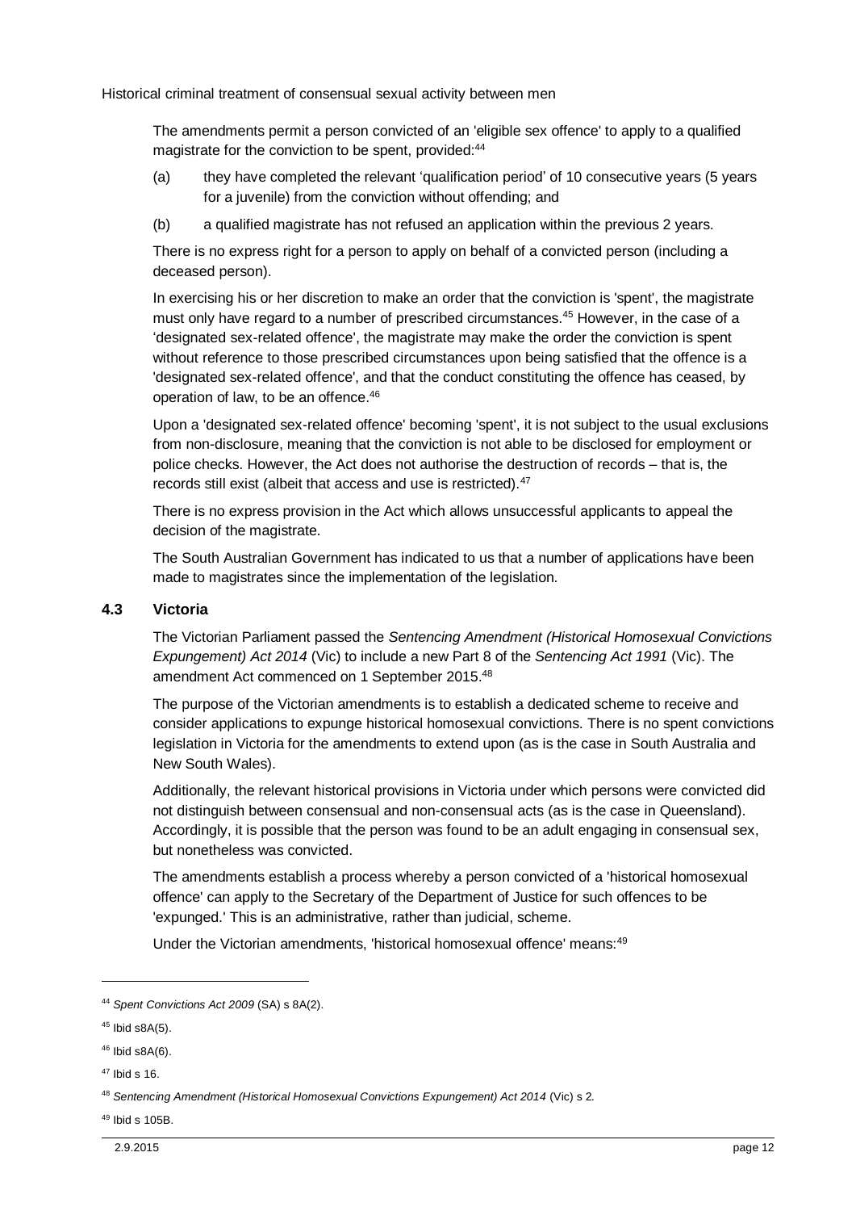The amendments permit a person convicted of an 'eligible sex offence' to apply to a qualified magistrate for the conviction to be spent, provided:[44]

(a) they have completed the relevant 'qualification period' of 10 consecutive years (5 years for a juvenile) from the conviction without offending; and

(b) a qualified magistrate has not refused an application within the previous 2 years.

There is no express right for a person to apply on behalf of a convicted person (including a deceased person).

In exercising his or her discretion to make an order that the conviction is 'spent', the magistrate must only have regard to a number of prescribed circumstances.[45] However, in the case of a 'designated sex-related offence', the magistrate may make the order the conviction is spent without reference to those prescribed circumstances upon being satisfied that the offence is a 'designated sex-related offence', and that the conduct constituting the offence has ceased, by operation of law, to be an offence.[46]

Upon a 'designated sex-related offence' becoming 'spent', it is not subject to the usual exclusions from non-disclosure, meaning that the conviction is not able to be disclosed for employment or police checks. However, the Act does not authorise the destruction of records – that is, the records still exist (albeit that access and use is restricted).[47]

There is no express provision in the Act which allows unsuccessful applicants to appeal the decision of the magistrate.

The South Australian Government has indicated to us that a number of applications have been made to magistrates since the implementation of the legislation.

### 4.3 Victoria

The Victorian Parliament passed the *Sentencing Amendment (Historical Homosexual Convictions Expungement) Act 2014* (Vic) to include a new Part 8 of the *Sentencing Act 1991* (Vic). The amendment Act commenced on 1 September 2015.[48]

The purpose of the Victorian amendments is to establish a dedicated scheme to receive and consider applications to expunge historical homosexual convictions. There is no spent convictions legislation in Victoria for the amendments to extend upon (as is the case in South Australia and New South Wales).

Additionally, the relevant historical provisions in Victoria under which persons were convicted did not distinguish between consensual and non-consensual acts (as is the case in Queensland). Accordingly, it is possible that the person was found to be an adult engaging in consensual sex, but nonetheless was convicted.

The amendments establish a process whereby a person convicted of a 'historical homosexual offence' can apply to the Secretary of the Department of Justice for such offences to be 'expunged.' This is an administrative, rather than judicial, scheme.

Under the Victorian amendments, 'historical homosexual offence' means:[49]

---

[44] *Spent Convictions Act 2009* (SA) s 8A(2).

[45] Ibid s8A(5).

[46] Ibid s8A(6).

[47] Ibid s 16.

[48] *Sentencing Amendment (Historical Homosexual Convictions Expungement) Act 2014* (Vic) s 2.

[49] Ibid s 105B.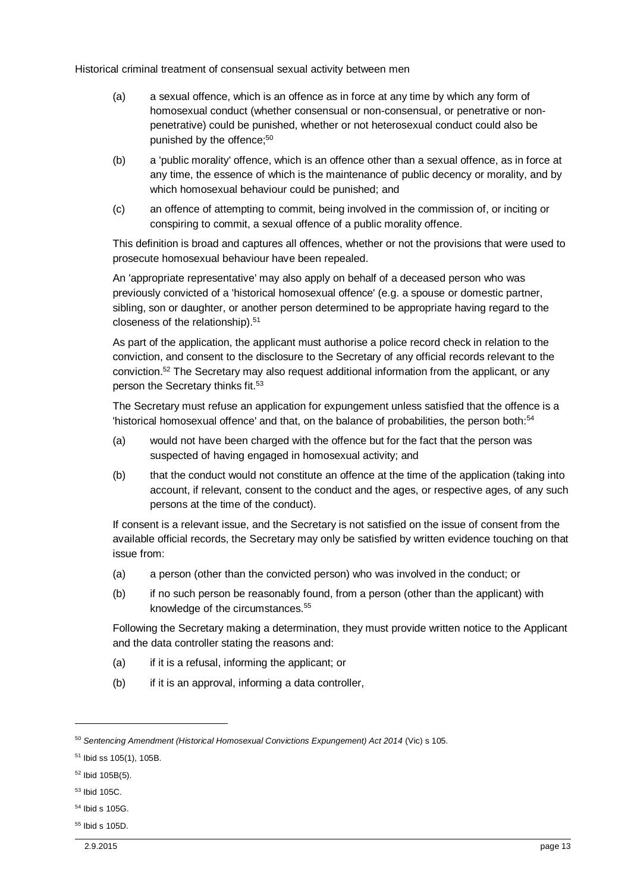(a) a sexual offence, which is an offence as in force at any time by which any form of homosexual conduct (whether consensual or non-consensual, or penetrative or non-penetrative) could be punished, whether or not heterosexual conduct could also be punished by the offence;[50]

(b) a 'public morality' offence, which is an offence other than a sexual offence, as in force at any time, the essence of which is the maintenance of public decency or morality, and by which homosexual behaviour could be punished; and

(c) an offence of attempting to commit, being involved in the commission of, or inciting or conspiring to commit, a sexual offence of a public morality offence.

This definition is broad and captures all offences, whether or not the provisions that were used to prosecute homosexual behaviour have been repealed.

An 'appropriate representative' may also apply on behalf of a deceased person who was previously convicted of a 'historical homosexual offence' (e.g. a spouse or domestic partner, sibling, son or daughter, or another person determined to be appropriate having regard to the closeness of the relationship).[51]

As part of the application, the applicant must authorise a police record check in relation to the conviction, and consent to the disclosure to the Secretary of any official records relevant to the conviction.[52] The Secretary may also request additional information from the applicant, or any person the Secretary thinks fit.[53]

The Secretary must refuse an application for expungement unless satisfied that the offence is a 'historical homosexual offence' and that, on the balance of probabilities, the person both:[54]

(a) would not have been charged with the offence but for the fact that the person was suspected of having engaged in homosexual activity; and

(b) that the conduct would not constitute an offence at the time of the application (taking into account, if relevant, consent to the conduct and the ages, or respective ages, of any such persons at the time of the conduct).

If consent is a relevant issue, and the Secretary is not satisfied on the issue of consent from the available official records, the Secretary may only be satisfied by written evidence touching on that issue from:

(a) a person (other than the convicted person) who was involved in the conduct; or

(b) if no such person be reasonably found, from a person (other than the applicant) with knowledge of the circumstances.[55]

Following the Secretary making a determination, they must provide written notice to the Applicant and the data controller stating the reasons and:

(a) if it is a refusal, informing the applicant; or

(b) if it is an approval, informing a data controller,

---

[50] *Sentencing Amendment (Historical Homosexual Convictions Expungement) Act 2014* (Vic) s 105.

[51] Ibid ss 105(1), 105B.

[52] Ibid 105B(5).

[53] Ibid 105C.

[54] Ibid s 105G.

[55] Ibid s 105D.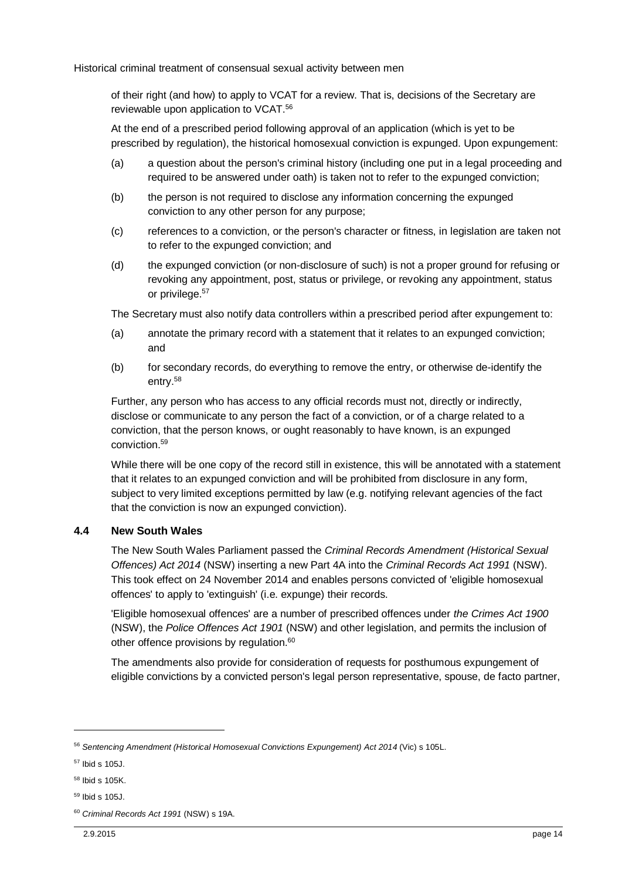of their right (and how) to apply to VCAT for a review. That is, decisions of the Secretary are reviewable upon application to VCAT.[56]

At the end of a prescribed period following approval of an application (which is yet to be prescribed by regulation), the historical homosexual conviction is expunged. Upon expungement:

(a) a question about the person's criminal history (including one put in a legal proceeding and required to be answered under oath) is taken not to refer to the expunged conviction;

(b) the person is not required to disclose any information concerning the expunged conviction to any other person for any purpose;

(c) references to a conviction, or the person's character or fitness, in legislation are taken not to refer to the expunged conviction; and

(d) the expunged conviction (or non-disclosure of such) is not a proper ground for refusing or revoking any appointment, post, status or privilege, or revoking any appointment, status or privilege.[57]

The Secretary must also notify data controllers within a prescribed period after expungement to:

(a) annotate the primary record with a statement that it relates to an expunged conviction; and

(b) for secondary records, do everything to remove the entry, or otherwise de-identify the entry.[58]

Further, any person who has access to any official records must not, directly or indirectly, disclose or communicate to any person the fact of a conviction, or of a charge related to a conviction, that the person knows, or ought reasonably to have known, is an expunged conviction.[59]

While there will be one copy of the record still in existence, this will be annotated with a statement that it relates to an expunged conviction and will be prohibited from disclosure in any form, subject to very limited exceptions permitted by law (e.g. notifying relevant agencies of the fact that the conviction is now an expunged conviction).

### 4.4 New South Wales

The New South Wales Parliament passed the *Criminal Records Amendment (Historical Sexual Offences) Act 2014* (NSW) inserting a new Part 4A into the *Criminal Records Act 1991* (NSW). This took effect on 24 November 2014 and enables persons convicted of 'eligible homosexual offences' to apply to 'extinguish' (i.e. expunge) their records.

'Eligible homosexual offences' are a number of prescribed offences under *the Crimes Act 1900* (NSW), the *Police Offences Act 1901* (NSW) and other legislation, and permits the inclusion of other offence provisions by regulation.[60]

The amendments also provide for consideration of requests for posthumous expungement of eligible convictions by a convicted person's legal person representative, spouse, de facto partner,

---

[56] *Sentencing Amendment (Historical Homosexual Convictions Expungement) Act 2014* (Vic) s 105L.

[57] Ibid s 105J.

[58] Ibid s 105K.

[59] Ibid s 105J.

[60] *Criminal Records Act 1991* (NSW) s 19A.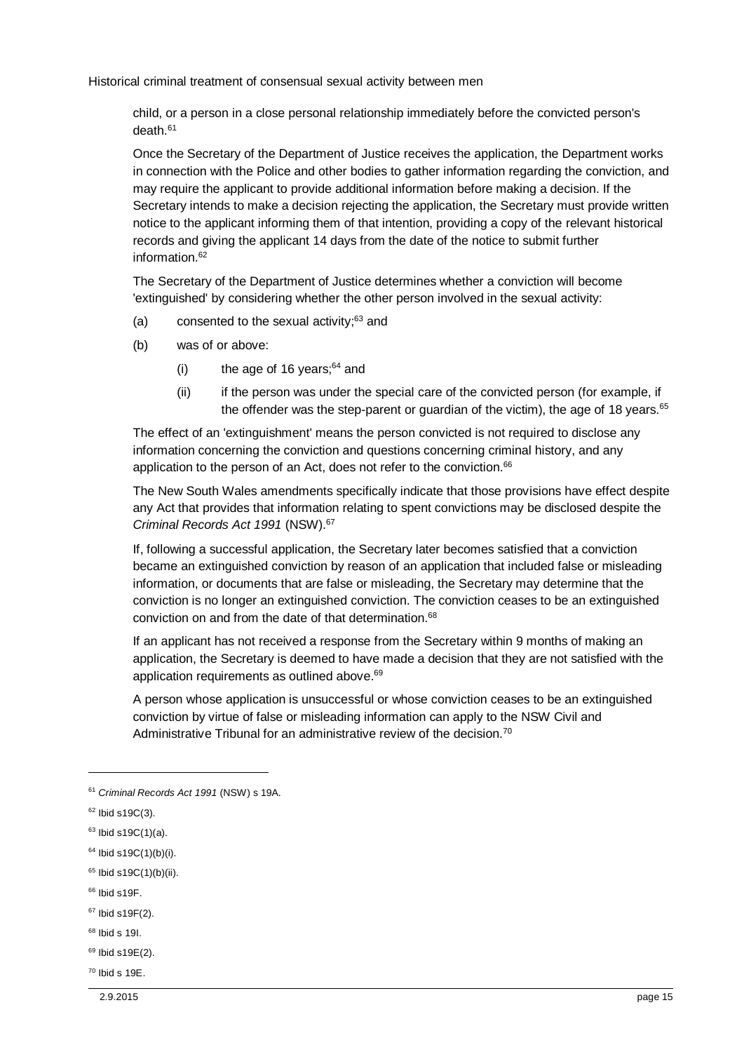child, or a person in a close personal relationship immediately before the convicted person's death.[61]

Once the Secretary of the Department of Justice receives the application, the Department works in connection with the Police and other bodies to gather information regarding the conviction, and may require the applicant to provide additional information before making a decision. If the Secretary intends to make a decision rejecting the application, the Secretary must provide written notice to the applicant informing them of that intention, providing a copy of the relevant historical records and giving the applicant 14 days from the date of the notice to submit further information.[62]

The Secretary of the Department of Justice determines whether a conviction will become 'extinguished' by considering whether the other person involved in the sexual activity:

(a) consented to the sexual activity;[63] and

(b) was of or above:

    (i) the age of 16 years;[64] and

    (ii) if the person was under the special care of the convicted person (for example, if the offender was the step-parent or guardian of the victim), the age of 18 years.[65]

The effect of an 'extinguishment' means the person convicted is not required to disclose any information concerning the conviction and questions concerning criminal history, and any application to the person of an Act, does not refer to the conviction.[66]

The New South Wales amendments specifically indicate that those provisions have effect despite any Act that provides that information relating to spent convictions may be disclosed despite the *Criminal Records Act 1991* (NSW).[67]

If, following a successful application, the Secretary later becomes satisfied that a conviction became an extinguished conviction by reason of an application that included false or misleading information, or documents that are false or misleading, the Secretary may determine that the conviction is no longer an extinguished conviction. The conviction ceases to be an extinguished conviction on and from the date of that determination.[68]

If an applicant has not received a response from the Secretary within 9 months of making an application, the Secretary is deemed to have made a decision that they are not satisfied with the application requirements as outlined above.[69]

A person whose application is unsuccessful or whose conviction ceases to be an extinguished conviction by virtue of false or misleading information can apply to the NSW Civil and Administrative Tribunal for an administrative review of the decision.[70]

---

[61] *Criminal Records Act 1991* (NSW) s 19A.

[62] Ibid s19C(3).

[63] Ibid s19C(1)(a).

[64] Ibid s19C(1)(b)(i).

[65] Ibid s19C(1)(b)(ii).

[66] Ibid s19F.

[67] Ibid s19F(2).

[68] Ibid s 19I.

[69] Ibid s19E(2).

[70] Ibid s 19E.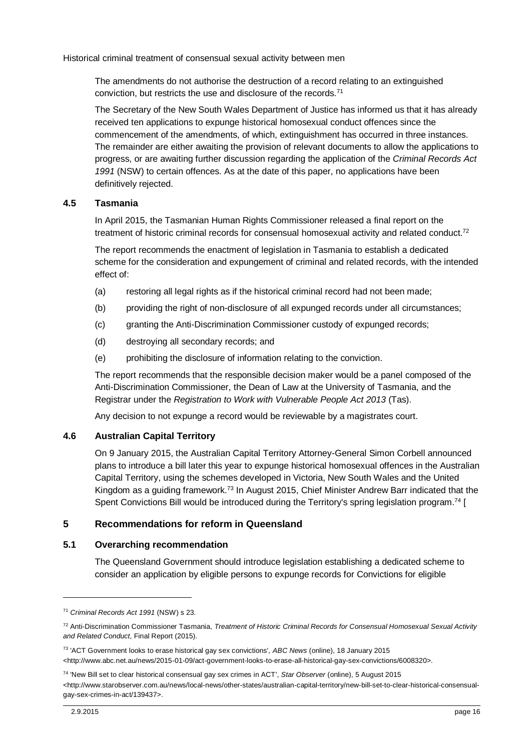The amendments do not authorise the destruction of a record relating to an extinguished conviction, but restricts the use and disclosure of the records.[71]

The Secretary of the New South Wales Department of Justice has informed us that it has already received ten applications to expunge historical homosexual conduct offences since the commencement of the amendments, of which, extinguishment has occurred in three instances. The remainder are either awaiting the provision of relevant documents to allow the applications to progress, or are awaiting further discussion regarding the application of the *Criminal Records Act 1991* (NSW) to certain offences. As at the date of this paper, no applications have been definitively rejected.

### 4.5 Tasmania

In April 2015, the Tasmanian Human Rights Commissioner released a final report on the treatment of historic criminal records for consensual homosexual activity and related conduct.[72]

The report recommends the enactment of legislation in Tasmania to establish a dedicated scheme for the consideration and expungement of criminal and related records, with the intended effect of:

(a) restoring all legal rights as if the historical criminal record had not been made;

(b) providing the right of non-disclosure of all expunged records under all circumstances;

(c) granting the Anti-Discrimination Commissioner custody of expunged records;

(d) destroying all secondary records; and

(e) prohibiting the disclosure of information relating to the conviction.

The report recommends that the responsible decision maker would be a panel composed of the Anti-Discrimination Commissioner, the Dean of Law at the University of Tasmania, and the Registrar under the *Registration to Work with Vulnerable People Act 2013* (Tas).

Any decision to not expunge a record would be reviewable by a magistrates court.

### 4.6 Australian Capital Territory

On 9 January 2015, the Australian Capital Territory Attorney-General Simon Corbell announced plans to introduce a bill later this year to expunge historical homosexual offences in the Australian Capital Territory, using the schemes developed in Victoria, New South Wales and the United Kingdom as a guiding framework.[73] In August 2015, Chief Minister Andrew Barr indicated that the Spent Convictions Bill would be introduced during the Territory's spring legislation program.[74] [

## 5 Recommendations for reform in Queensland

### 5.1 Overarching recommendation

The Queensland Government should introduce legislation establishing a dedicated scheme to consider an application by eligible persons to expunge records for Convictions for eligible

---

[71] *Criminal Records Act 1991* (NSW) s 23.

[72] Anti-Discrimination Commissioner Tasmania, *Treatment of Historic Criminal Records for Consensual Homosexual Sexual Activity and Related Conduct*, Final Report (2015).

[73] 'ACT Government looks to erase historical gay sex convictions', *ABC News* (online), 18 January 2015 <http://www.abc.net.au/news/2015-01-09/act-government-looks-to-erase-all-historical-gay-sex-convictions/6008320>.

[74] 'New Bill set to clear historical consensual gay sex crimes in ACT', *Star Observer* (online), 5 August 2015 <http://www.starobserver.com.au/news/local-news/other-states/australian-capital-territory/new-bill-set-to-clear-historical-consensual-gay-sex-crimes-in-act/139437>.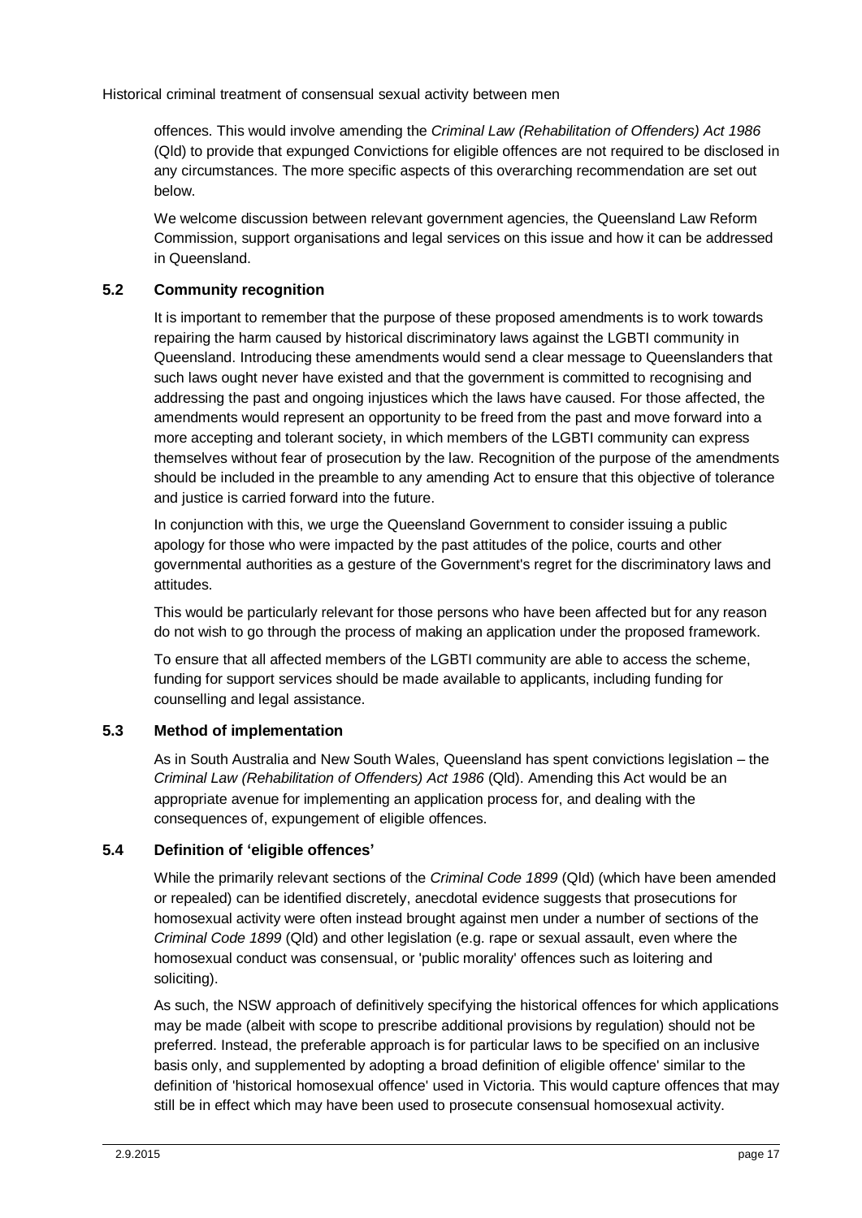offences. This would involve amending the *Criminal Law (Rehabilitation of Offenders) Act 1986* (Qld) to provide that expunged Convictions for eligible offences are not required to be disclosed in any circumstances. The more specific aspects of this overarching recommendation are set out below.

We welcome discussion between relevant government agencies, the Queensland Law Reform Commission, support organisations and legal services on this issue and how it can be addressed in Queensland.

### 5.2 Community recognition

It is important to remember that the purpose of these proposed amendments is to work towards repairing the harm caused by historical discriminatory laws against the LGBTI community in Queensland. Introducing these amendments would send a clear message to Queenslanders that such laws ought never have existed and that the government is committed to recognising and addressing the past and ongoing injustices which the laws have caused. For those affected, the amendments would represent an opportunity to be freed from the past and move forward into a more accepting and tolerant society, in which members of the LGBTI community can express themselves without fear of prosecution by the law. Recognition of the purpose of the amendments should be included in the preamble to any amending Act to ensure that this objective of tolerance and justice is carried forward into the future.

In conjunction with this, we urge the Queensland Government to consider issuing a public apology for those who were impacted by the past attitudes of the police, courts and other governmental authorities as a gesture of the Government's regret for the discriminatory laws and attitudes.

This would be particularly relevant for those persons who have been affected but for any reason do not wish to go through the process of making an application under the proposed framework.

To ensure that all affected members of the LGBTI community are able to access the scheme, funding for support services should be made available to applicants, including funding for counselling and legal assistance.

### 5.3 Method of implementation

As in South Australia and New South Wales, Queensland has spent convictions legislation – the *Criminal Law (Rehabilitation of Offenders) Act 1986* (Qld). Amending this Act would be an appropriate avenue for implementing an application process for, and dealing with the consequences of, expungement of eligible offences.

### 5.4 Definition of 'eligible offences'

While the primarily relevant sections of the *Criminal Code 1899* (Qld) (which have been amended or repealed) can be identified discretely, anecdotal evidence suggests that prosecutions for homosexual activity were often instead brought against men under a number of sections of the *Criminal Code 1899* (Qld) and other legislation (e.g. rape or sexual assault, even where the homosexual conduct was consensual, or 'public morality' offences such as loitering and soliciting).

As such, the NSW approach of definitively specifying the historical offences for which applications may be made (albeit with scope to prescribe additional provisions by regulation) should not be preferred. Instead, the preferable approach is for particular laws to be specified on an inclusive basis only, and supplemented by adopting a broad definition of eligible offence' similar to the definition of 'historical homosexual offence' used in Victoria. This would capture offences that may still be in effect which may have been used to prosecute consensual homosexual activity.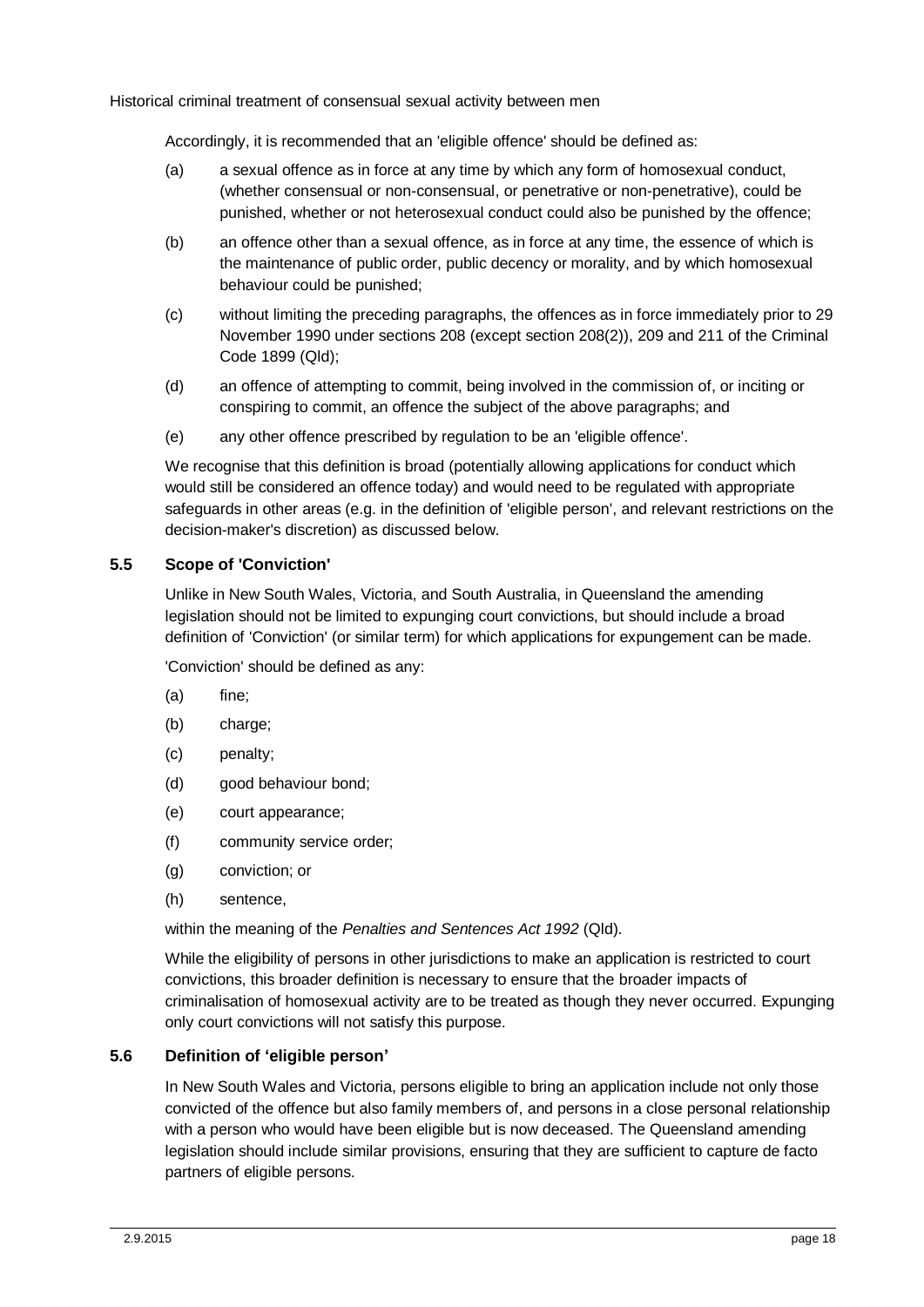Accordingly, it is recommended that an 'eligible offence' should be defined as:

(a) a sexual offence as in force at any time by which any form of homosexual conduct, (whether consensual or non-consensual, or penetrative or non-penetrative), could be punished, whether or not heterosexual conduct could also be punished by the offence;

(b) an offence other than a sexual offence, as in force at any time, the essence of which is the maintenance of public order, public decency or morality, and by which homosexual behaviour could be punished;

(c) without limiting the preceding paragraphs, the offences as in force immediately prior to 29 November 1990 under sections 208 (except section 208(2)), 209 and 211 of the Criminal Code 1899 (Qld);

(d) an offence of attempting to commit, being involved in the commission of, or inciting or conspiring to commit, an offence the subject of the above paragraphs; and

(e) any other offence prescribed by regulation to be an 'eligible offence'.

We recognise that this definition is broad (potentially allowing applications for conduct which would still be considered an offence today) and would need to be regulated with appropriate safeguards in other areas (e.g. in the definition of 'eligible person', and relevant restrictions on the decision-maker's discretion) as discussed below.

### 5.5 Scope of 'Conviction'

Unlike in New South Wales, Victoria, and South Australia, in Queensland the amending legislation should not be limited to expunging court convictions, but should include a broad definition of 'Conviction' (or similar term) for which applications for expungement can be made.

'Conviction' should be defined as any:

(a) fine;

(b) charge;

(c) penalty;

(d) good behaviour bond;

(e) court appearance;

(f) community service order;

(g) conviction; or

(h) sentence,

within the meaning of the *Penalties and Sentences Act 1992* (Qld).

While the eligibility of persons in other jurisdictions to make an application is restricted to court convictions, this broader definition is necessary to ensure that the broader impacts of criminalisation of homosexual activity are to be treated as though they never occurred. Expunging only court convictions will not satisfy this purpose.

### 5.6 Definition of 'eligible person'

In New South Wales and Victoria, persons eligible to bring an application include not only those convicted of the offence but also family members of, and persons in a close personal relationship with a person who would have been eligible but is now deceased. The Queensland amending legislation should include similar provisions, ensuring that they are sufficient to capture de facto partners of eligible persons.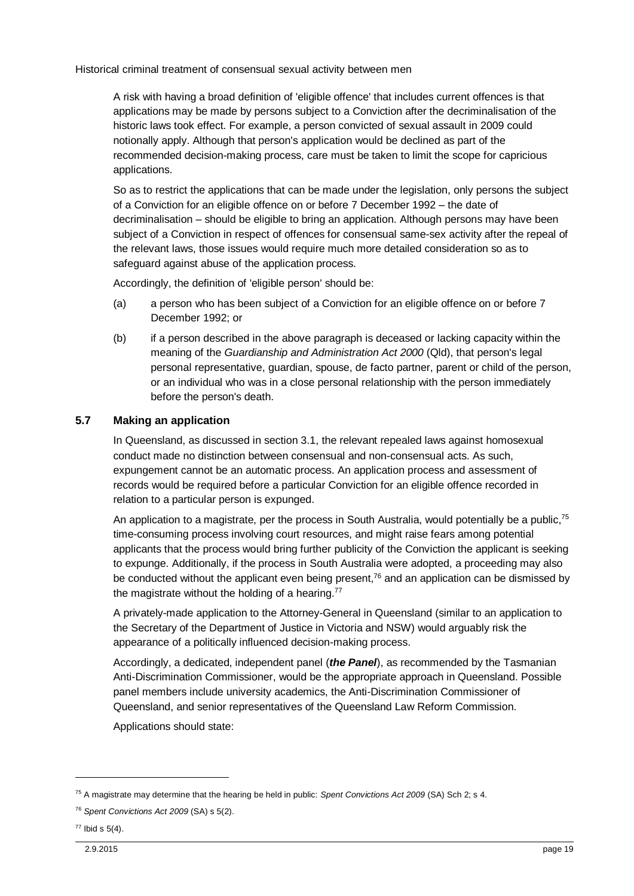A risk with having a broad definition of 'eligible offence' that includes current offences is that applications may be made by persons subject to a Conviction after the decriminalisation of the historic laws took effect. For example, a person convicted of sexual assault in 2009 could notionally apply. Although that person's application would be declined as part of the recommended decision-making process, care must be taken to limit the scope for capricious applications.

So as to restrict the applications that can be made under the legislation, only persons the subject of a Conviction for an eligible offence on or before 7 December 1992 – the date of decriminalisation – should be eligible to bring an application. Although persons may have been subject of a Conviction in respect of offences for consensual same-sex activity after the repeal of the relevant laws, those issues would require much more detailed consideration so as to safeguard against abuse of the application process.

Accordingly, the definition of 'eligible person' should be:

(a) a person who has been subject of a Conviction for an eligible offence on or before 7 December 1992; or

(b) if a person described in the above paragraph is deceased or lacking capacity within the meaning of the *Guardianship and Administration Act 2000* (Qld), that person's legal personal representative, guardian, spouse, de facto partner, parent or child of the person, or an individual who was in a close personal relationship with the person immediately before the person's death.

### 5.7 Making an application

In Queensland, as discussed in section 3.1, the relevant repealed laws against homosexual conduct made no distinction between consensual and non-consensual acts. As such, expungement cannot be an automatic process. An application process and assessment of records would be required before a particular Conviction for an eligible offence recorded in relation to a particular person is expunged.

An application to a magistrate, per the process in South Australia, would potentially be a public,[75] time-consuming process involving court resources, and might raise fears among potential applicants that the process would bring further publicity of the Conviction the applicant is seeking to expunge. Additionally, if the process in South Australia were adopted, a proceeding may also be conducted without the applicant even being present,[76] and an application can be dismissed by the magistrate without the holding of a hearing.[77]

A privately-made application to the Attorney-General in Queensland (similar to an application to the Secretary of the Department of Justice in Victoria and NSW) would arguably risk the appearance of a politically influenced decision-making process.

Accordingly, a dedicated, independent panel (***the Panel***), as recommended by the Tasmanian Anti-Discrimination Commissioner, would be the appropriate approach in Queensland. Possible panel members include university academics, the Anti-Discrimination Commissioner of Queensland, and senior representatives of the Queensland Law Reform Commission.

Applications should state:

---

[75] A magistrate may determine that the hearing be held in public: *Spent Convictions Act 2009* (SA) Sch 2; s 4.

[76] *Spent Convictions Act 2009* (SA) s 5(2).

[77] Ibid s 5(4).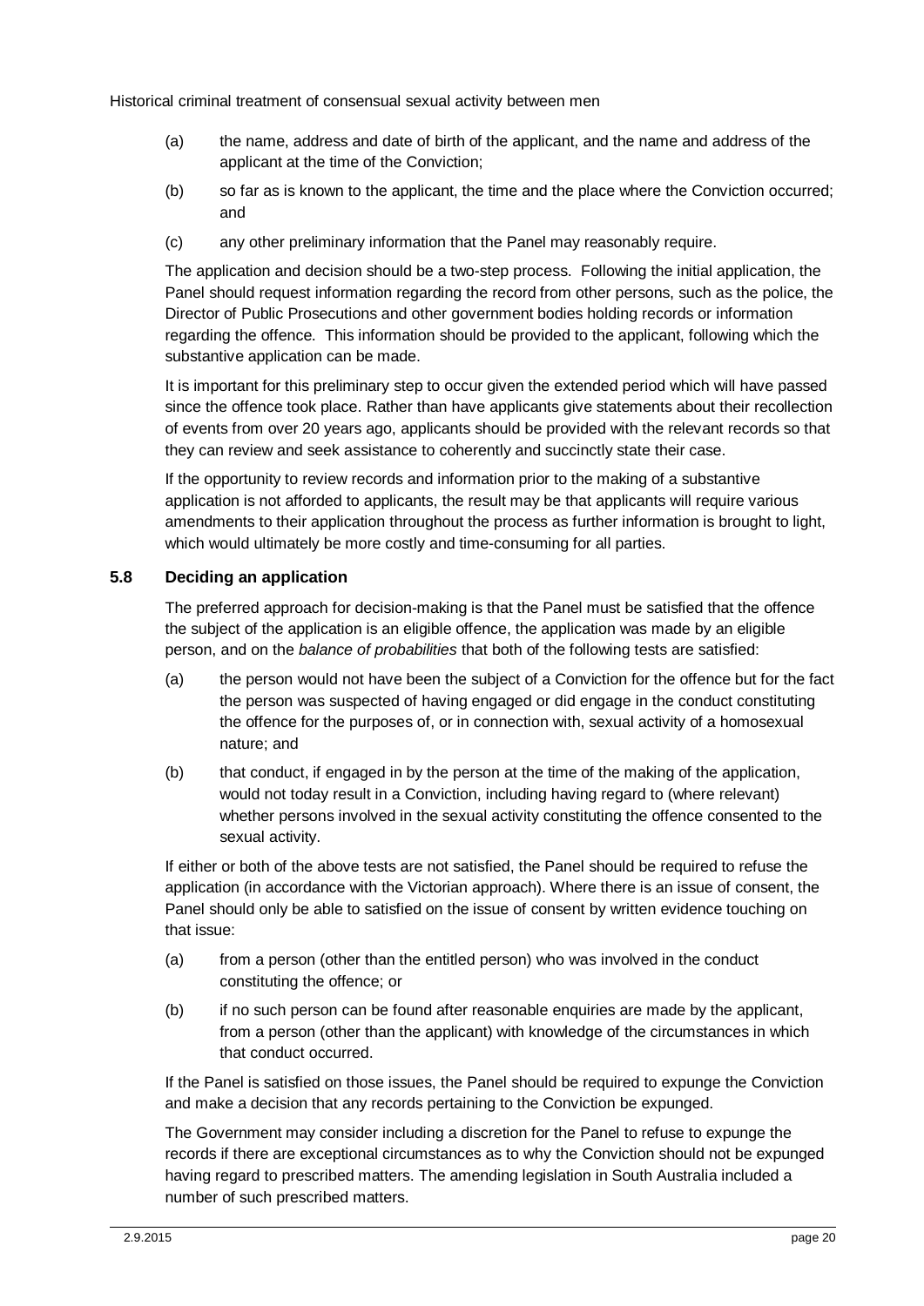(a) the name, address and date of birth of the applicant, and the name and address of the applicant at the time of the Conviction;

(b) so far as is known to the applicant, the time and the place where the Conviction occurred; and

(c) any other preliminary information that the Panel may reasonably require.

The application and decision should be a two-step process. Following the initial application, the Panel should request information regarding the record from other persons, such as the police, the Director of Public Prosecutions and other government bodies holding records or information regarding the offence. This information should be provided to the applicant, following which the substantive application can be made.

It is important for this preliminary step to occur given the extended period which will have passed since the offence took place. Rather than have applicants give statements about their recollection of events from over 20 years ago, applicants should be provided with the relevant records so that they can review and seek assistance to coherently and succinctly state their case.

If the opportunity to review records and information prior to the making of a substantive application is not afforded to applicants, the result may be that applicants will require various amendments to their application throughout the process as further information is brought to light, which would ultimately be more costly and time-consuming for all parties.

### 5.8 Deciding an application

The preferred approach for decision-making is that the Panel must be satisfied that the offence the subject of the application is an eligible offence, the application was made by an eligible person, and on the *balance of probabilities* that both of the following tests are satisfied:

(a) the person would not have been the subject of a Conviction for the offence but for the fact the person was suspected of having engaged or did engage in the conduct constituting the offence for the purposes of, or in connection with, sexual activity of a homosexual nature; and

(b) that conduct, if engaged in by the person at the time of the making of the application, would not today result in a Conviction, including having regard to (where relevant) whether persons involved in the sexual activity constituting the offence consented to the sexual activity.

If either or both of the above tests are not satisfied, the Panel should be required to refuse the application (in accordance with the Victorian approach). Where there is an issue of consent, the Panel should only be able to satisfied on the issue of consent by written evidence touching on that issue:

(a) from a person (other than the entitled person) who was involved in the conduct constituting the offence; or

(b) if no such person can be found after reasonable enquiries are made by the applicant, from a person (other than the applicant) with knowledge of the circumstances in which that conduct occurred.

If the Panel is satisfied on those issues, the Panel should be required to expunge the Conviction and make a decision that any records pertaining to the Conviction be expunged.

The Government may consider including a discretion for the Panel to refuse to expunge the records if there are exceptional circumstances as to why the Conviction should not be expunged having regard to prescribed matters. The amending legislation in South Australia included a number of such prescribed matters.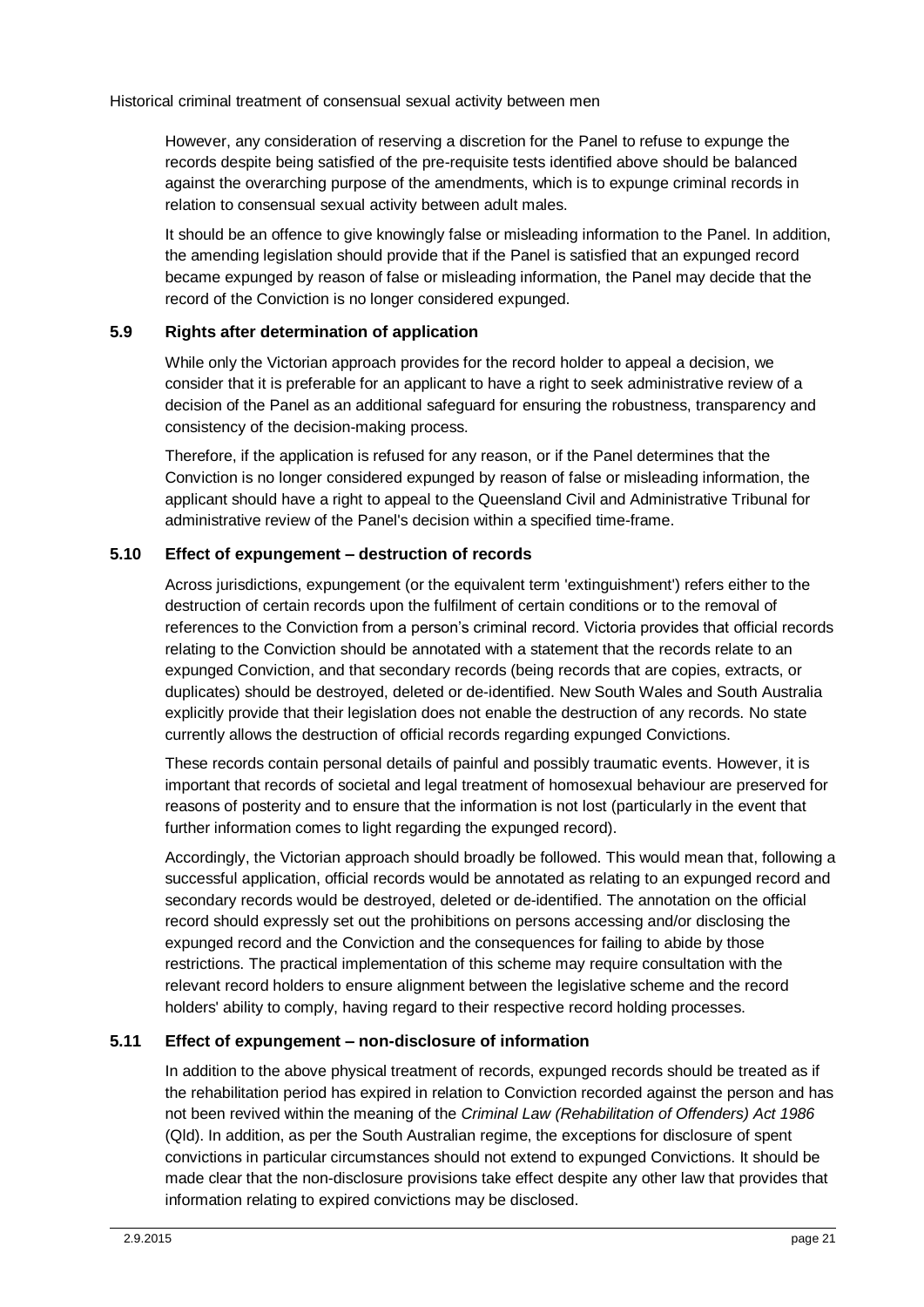However, any consideration of reserving a discretion for the Panel to refuse to expunge the records despite being satisfied of the pre-requisite tests identified above should be balanced against the overarching purpose of the amendments, which is to expunge criminal records in relation to consensual sexual activity between adult males.

It should be an offence to give knowingly false or misleading information to the Panel. In addition, the amending legislation should provide that if the Panel is satisfied that an expunged record became expunged by reason of false or misleading information, the Panel may decide that the record of the Conviction is no longer considered expunged.

### 5.9 Rights after determination of application

While only the Victorian approach provides for the record holder to appeal a decision, we consider that it is preferable for an applicant to have a right to seek administrative review of a decision of the Panel as an additional safeguard for ensuring the robustness, transparency and consistency of the decision-making process.

Therefore, if the application is refused for any reason, or if the Panel determines that the Conviction is no longer considered expunged by reason of false or misleading information, the applicant should have a right to appeal to the Queensland Civil and Administrative Tribunal for administrative review of the Panel's decision within a specified time-frame.

### 5.10 Effect of expungement – destruction of records

Across jurisdictions, expungement (or the equivalent term 'extinguishment') refers either to the destruction of certain records upon the fulfilment of certain conditions or to the removal of references to the Conviction from a person's criminal record. Victoria provides that official records relating to the Conviction should be annotated with a statement that the records relate to an expunged Conviction, and that secondary records (being records that are copies, extracts, or duplicates) should be destroyed, deleted or de-identified. New South Wales and South Australia explicitly provide that their legislation does not enable the destruction of any records. No state currently allows the destruction of official records regarding expunged Convictions.

These records contain personal details of painful and possibly traumatic events. However, it is important that records of societal and legal treatment of homosexual behaviour are preserved for reasons of posterity and to ensure that the information is not lost (particularly in the event that further information comes to light regarding the expunged record).

Accordingly, the Victorian approach should broadly be followed. This would mean that, following a successful application, official records would be annotated as relating to an expunged record and secondary records would be destroyed, deleted or de-identified. The annotation on the official record should expressly set out the prohibitions on persons accessing and/or disclosing the expunged record and the Conviction and the consequences for failing to abide by those restrictions. The practical implementation of this scheme may require consultation with the relevant record holders to ensure alignment between the legislative scheme and the record holders' ability to comply, having regard to their respective record holding processes.

### 5.11 Effect of expungement – non-disclosure of information

In addition to the above physical treatment of records, expunged records should be treated as if the rehabilitation period has expired in relation to Conviction recorded against the person and has not been revived within the meaning of the *Criminal Law (Rehabilitation of Offenders) Act 1986* (Qld). In addition, as per the South Australian regime, the exceptions for disclosure of spent convictions in particular circumstances should not extend to expunged Convictions. It should be made clear that the non-disclosure provisions take effect despite any other law that provides that information relating to expired convictions may be disclosed.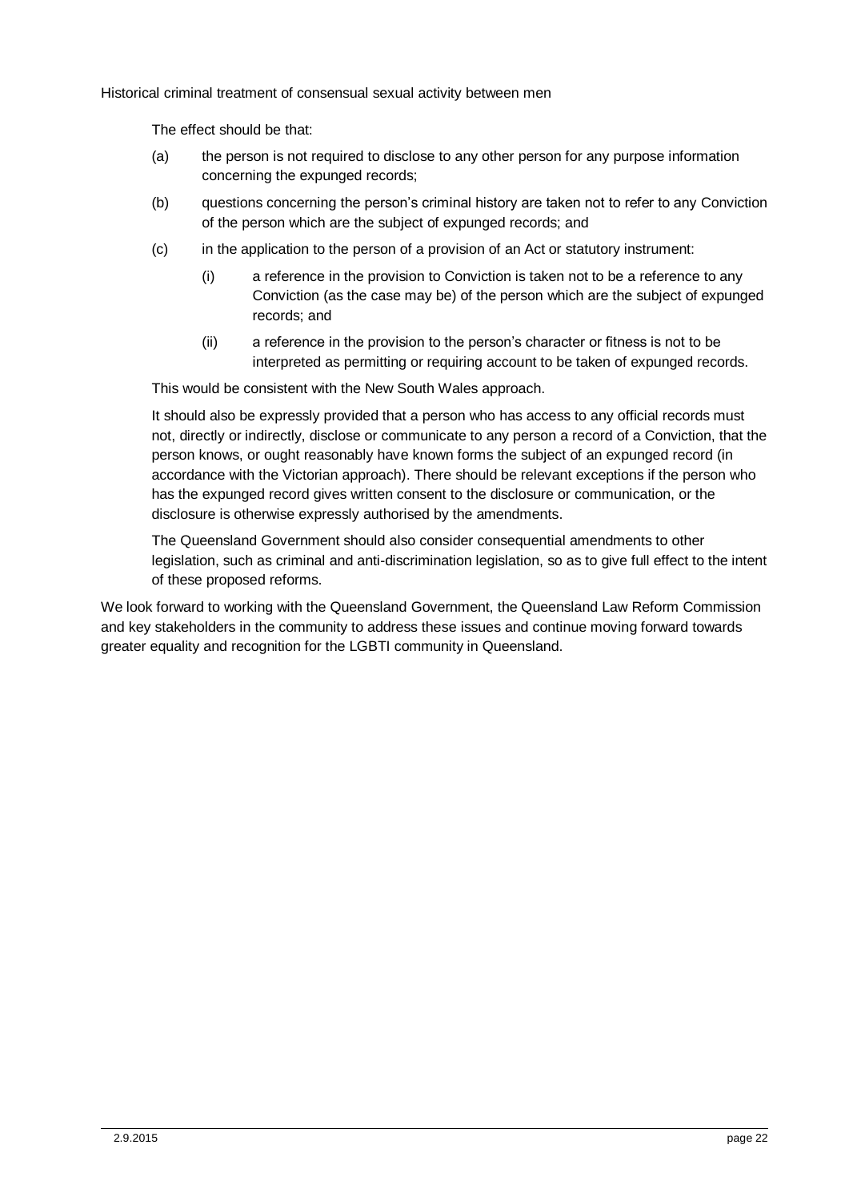The effect should be that:

(a) the person is not required to disclose to any other person for any purpose information concerning the expunged records;

(b) questions concerning the person's criminal history are taken not to refer to any Conviction of the person which are the subject of expunged records; and

(c) in the application to the person of a provision of an Act or statutory instrument:

   (i) a reference in the provision to Conviction is taken not to be a reference to any Conviction (as the case may be) of the person which are the subject of expunged records; and

   (ii) a reference in the provision to the person's character or fitness is not to be interpreted as permitting or requiring account to be taken of expunged records.

This would be consistent with the New South Wales approach.

It should also be expressly provided that a person who has access to any official records must not, directly or indirectly, disclose or communicate to any person a record of a Conviction, that the person knows, or ought reasonably have known forms the subject of an expunged record (in accordance with the Victorian approach). There should be relevant exceptions if the person who has the expunged record gives written consent to the disclosure or communication, or the disclosure is otherwise expressly authorised by the amendments.

The Queensland Government should also consider consequential amendments to other legislation, such as criminal and anti-discrimination legislation, so as to give full effect to the intent of these proposed reforms.

We look forward to working with the Queensland Government, the Queensland Law Reform Commission and key stakeholders in the community to address these issues and continue moving forward towards greater equality and recognition for the LGBTI community in Queensland.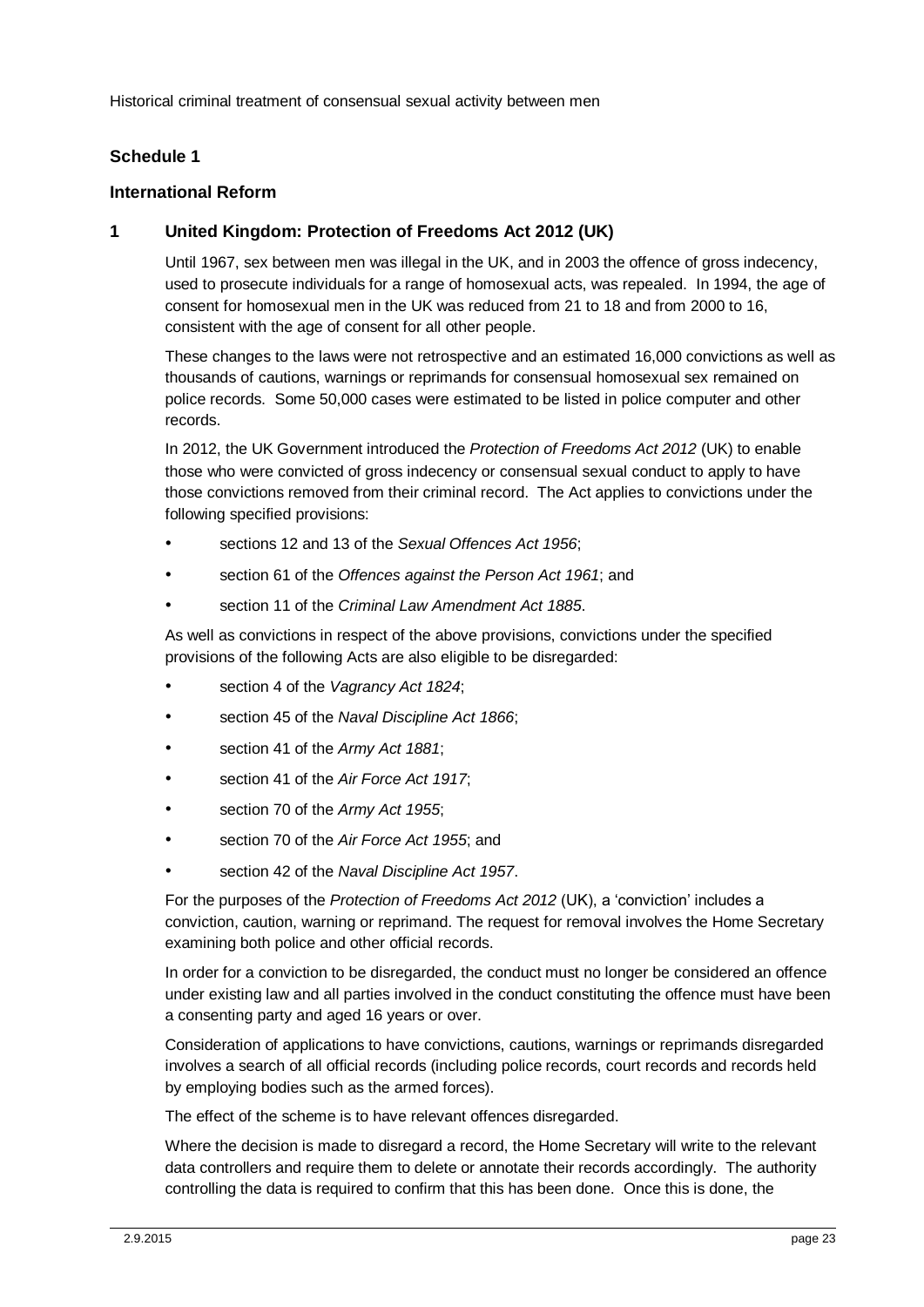## Schedule 1

## International Reform

### 1 United Kingdom: Protection of Freedoms Act 2012 (UK)

Until 1967, sex between men was illegal in the UK, and in 2003 the offence of gross indecency, used to prosecute individuals for a range of homosexual acts, was repealed. In 1994, the age of consent for homosexual men in the UK was reduced from 21 to 18 and from 2000 to 16, consistent with the age of consent for all other people.

These changes to the laws were not retrospective and an estimated 16,000 convictions as well as thousands of cautions, warnings or reprimands for consensual homosexual sex remained on police records. Some 50,000 cases were estimated to be listed in police computer and other records.

In 2012, the UK Government introduced the *Protection of Freedoms Act 2012* (UK) to enable those who were convicted of gross indecency or consensual sexual conduct to apply to have those convictions removed from their criminal record. The Act applies to convictions under the following specified provisions:

- sections 12 and 13 of the *Sexual Offences Act 1956*;
- section 61 of the *Offences against the Person Act 1961*; and
- section 11 of the *Criminal Law Amendment Act 1885*.

As well as convictions in respect of the above provisions, convictions under the specified provisions of the following Acts are also eligible to be disregarded:

- section 4 of the *Vagrancy Act 1824*;
- section 45 of the *Naval Discipline Act 1866*;
- section 41 of the *Army Act 1881*;
- section 41 of the *Air Force Act 1917*;
- section 70 of the *Army Act 1955*;
- section 70 of the *Air Force Act 1955*; and
- section 42 of the *Naval Discipline Act 1957*.

For the purposes of the *Protection of Freedoms Act 2012* (UK), a 'conviction' includes a conviction, caution, warning or reprimand. The request for removal involves the Home Secretary examining both police and other official records.

In order for a conviction to be disregarded, the conduct must no longer be considered an offence under existing law and all parties involved in the conduct constituting the offence must have been a consenting party and aged 16 years or over.

Consideration of applications to have convictions, cautions, warnings or reprimands disregarded involves a search of all official records (including police records, court records and records held by employing bodies such as the armed forces).

The effect of the scheme is to have relevant offences disregarded.

Where the decision is made to disregard a record, the Home Secretary will write to the relevant data controllers and require them to delete or annotate their records accordingly. The authority controlling the data is required to confirm that this has been done. Once this is done, the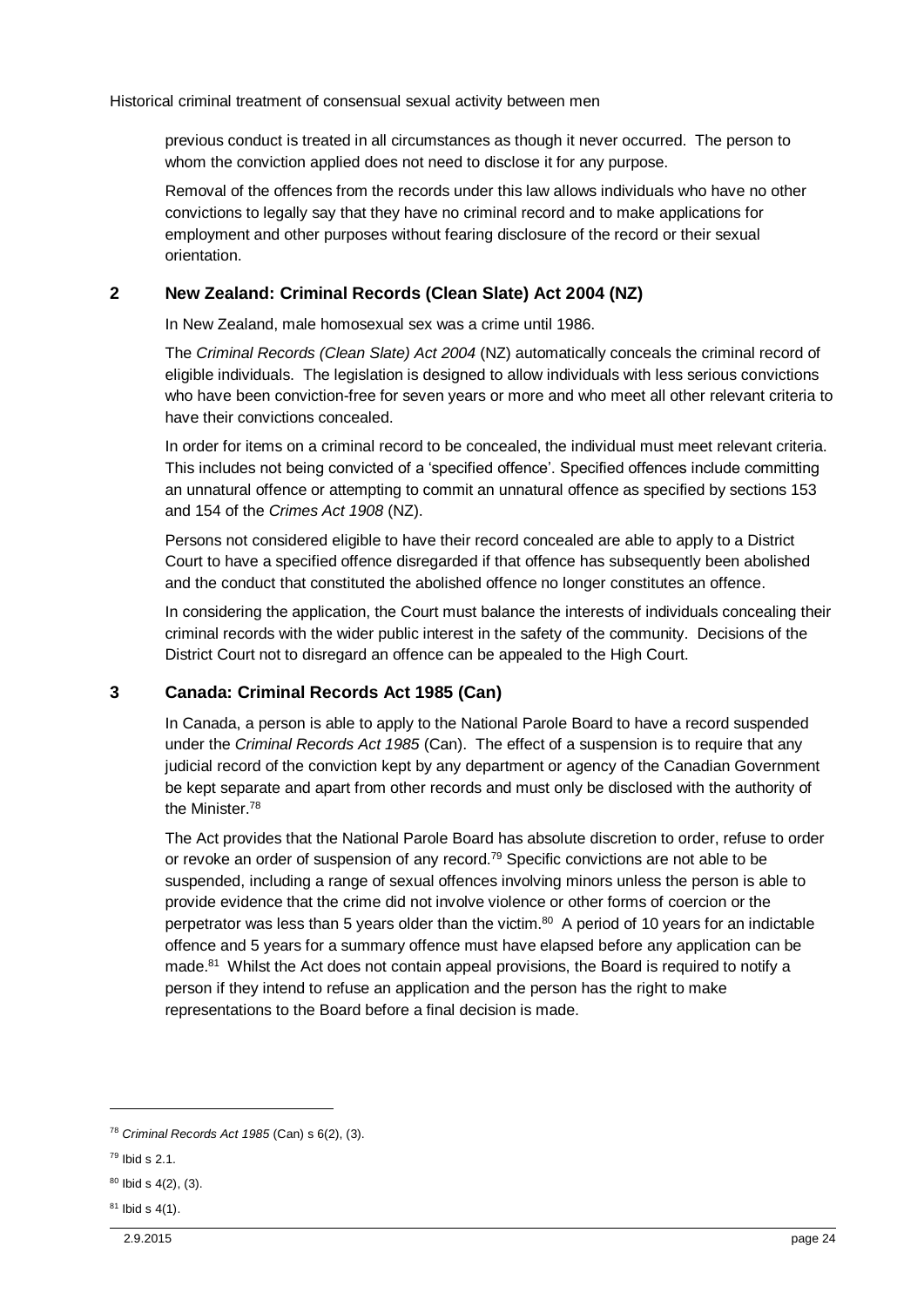previous conduct is treated in all circumstances as though it never occurred. The person to whom the conviction applied does not need to disclose it for any purpose.

Removal of the offences from the records under this law allows individuals who have no other convictions to legally say that they have no criminal record and to make applications for employment and other purposes without fearing disclosure of the record or their sexual orientation.

## 2 New Zealand: Criminal Records (Clean Slate) Act 2004 (NZ)

In New Zealand, male homosexual sex was a crime until 1986.

The *Criminal Records (Clean Slate) Act 2004* (NZ) automatically conceals the criminal record of eligible individuals. The legislation is designed to allow individuals with less serious convictions who have been conviction-free for seven years or more and who meet all other relevant criteria to have their convictions concealed.

In order for items on a criminal record to be concealed, the individual must meet relevant criteria. This includes not being convicted of a 'specified offence'. Specified offences include committing an unnatural offence or attempting to commit an unnatural offence as specified by sections 153 and 154 of the *Crimes Act 1908* (NZ).

Persons not considered eligible to have their record concealed are able to apply to a District Court to have a specified offence disregarded if that offence has subsequently been abolished and the conduct that constituted the abolished offence no longer constitutes an offence.

In considering the application, the Court must balance the interests of individuals concealing their criminal records with the wider public interest in the safety of the community. Decisions of the District Court not to disregard an offence can be appealed to the High Court.

## 3 Canada: Criminal Records Act 1985 (Can)

In Canada, a person is able to apply to the National Parole Board to have a record suspended under the *Criminal Records Act 1985* (Can). The effect of a suspension is to require that any judicial record of the conviction kept by any department or agency of the Canadian Government be kept separate and apart from other records and must only be disclosed with the authority of the Minister.[78]

The Act provides that the National Parole Board has absolute discretion to order, refuse to order or revoke an order of suspension of any record.[79] Specific convictions are not able to be suspended, including a range of sexual offences involving minors unless the person is able to provide evidence that the crime did not involve violence or other forms of coercion or the perpetrator was less than 5 years older than the victim.[80] A period of 10 years for an indictable offence and 5 years for a summary offence must have elapsed before any application can be made.[81] Whilst the Act does not contain appeal provisions, the Board is required to notify a person if they intend to refuse an application and the person has the right to make representations to the Board before a final decision is made.

---

[78] *Criminal Records Act 1985* (Can) s 6(2), (3).

[79] Ibid s 2.1.

[80] Ibid s 4(2), (3).

[81] Ibid s 4(1).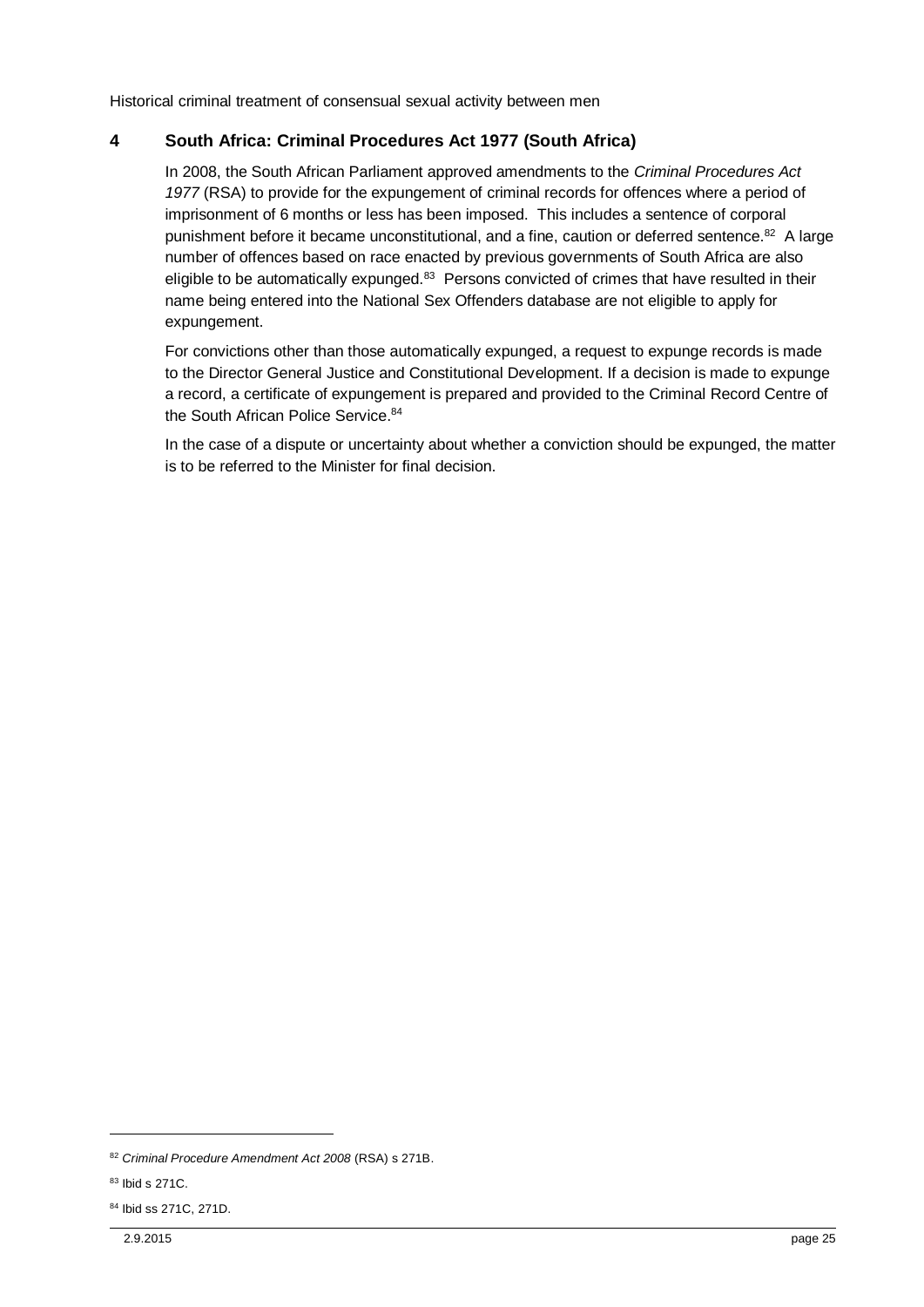## 4 South Africa: Criminal Procedures Act 1977 (South Africa)

In 2008, the South African Parliament approved amendments to the *Criminal Procedures Act 1977* (RSA) to provide for the expungement of criminal records for offences where a period of imprisonment of 6 months or less has been imposed. This includes a sentence of corporal punishment before it became unconstitutional, and a fine, caution or deferred sentence.[82] A large number of offences based on race enacted by previous governments of South Africa are also eligible to be automatically expunged.[83] Persons convicted of crimes that have resulted in their name being entered into the National Sex Offenders database are not eligible to apply for expungement.

For convictions other than those automatically expunged, a request to expunge records is made to the Director General Justice and Constitutional Development. If a decision is made to expunge a record, a certificate of expungement is prepared and provided to the Criminal Record Centre of the South African Police Service.[84]

In the case of a dispute or uncertainty about whether a conviction should be expunged, the matter is to be referred to the Minister for final decision.

---

[82] *Criminal Procedure Amendment Act 2008* (RSA) s 271B.

[83] Ibid s 271C.

[84] Ibid ss 271C, 271D.